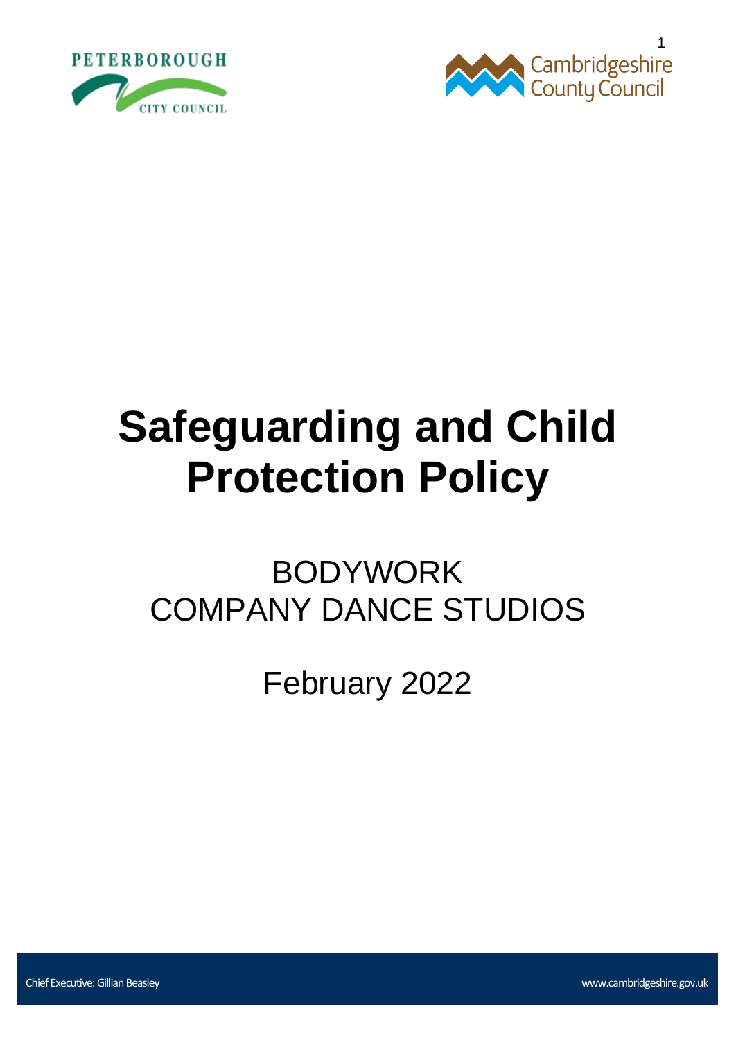# Safeguarding and Child Protection Policy

BODYWORK
COMPANY DANCE STUDIOS

February 2022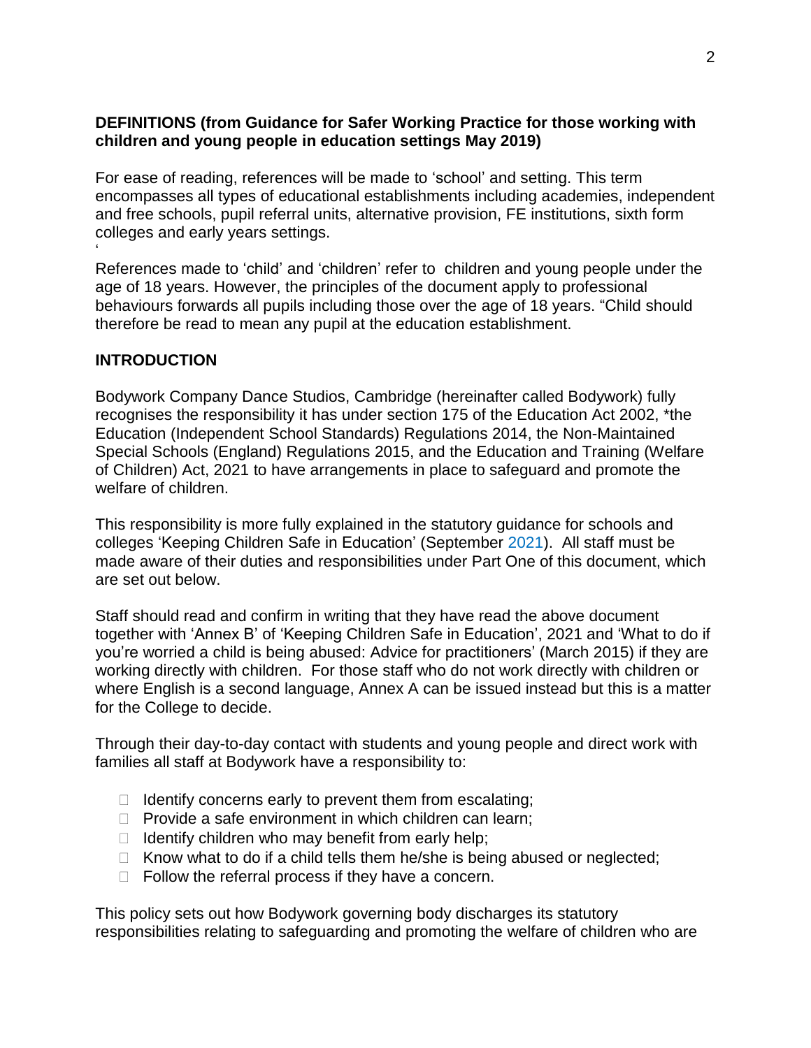**DEFINITIONS (from Guidance for Safer Working Practice for those working with children and young people in education settings May 2019)**

For ease of reading, references will be made to 'school' and setting. This term encompasses all types of educational establishments including academies, independent and free schools, pupil referral units, alternative provision, FE institutions, sixth form colleges and early years settings.
'
References made to 'child' and 'children' refer to children and young people under the age of 18 years. However, the principles of the document apply to professional behaviours forwards all pupils including those over the age of 18 years. "Child should therefore be read to mean any pupil at the education establishment.

**INTRODUCTION**

Bodywork Company Dance Studios, Cambridge (hereinafter called Bodywork) fully recognises the responsibility it has under section 175 of the Education Act 2002, *the Education (Independent School Standards) Regulations 2014, the Non-Maintained Special Schools (England) Regulations 2015, and the Education and Training (Welfare of Children) Act, 2021 to have arrangements in place to safeguard and promote the welfare of children.

This responsibility is more fully explained in the statutory guidance for schools and colleges 'Keeping Children Safe in Education' (September 2021). All staff must be made aware of their duties and responsibilities under Part One of this document, which are set out below.

Staff should read and confirm in writing that they have read the above document together with 'Annex B' of 'Keeping Children Safe in Education', 2021 and 'What to do if you're worried a child is being abused: Advice for practitioners' (March 2015) if they are working directly with children. For those staff who do not work directly with children or where English is a second language, Annex A can be issued instead but this is a matter for the College to decide.

Through their day-to-day contact with students and young people and direct work with families all staff at Bodywork have a responsibility to:

- Identify concerns early to prevent them from escalating;
- Provide a safe environment in which children can learn;
- Identify children who may benefit from early help;
- Know what to do if a child tells them he/she is being abused or neglected;
- Follow the referral process if they have a concern.

This policy sets out how Bodywork governing body discharges its statutory responsibilities relating to safeguarding and promoting the welfare of children who are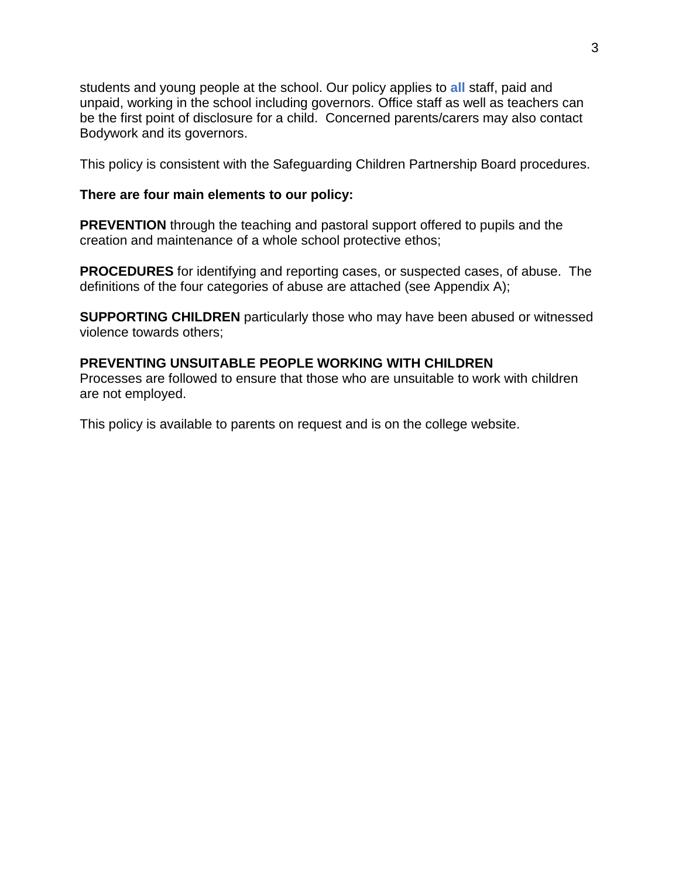students and young people at the school. Our policy applies to **all** staff, paid and unpaid, working in the school including governors. Office staff as well as teachers can be the first point of disclosure for a child. Concerned parents/carers may also contact Bodywork and its governors.

This policy is consistent with the Safeguarding Children Partnership Board procedures.

**There are four main elements to our policy:**

**PREVENTION** through the teaching and pastoral support offered to pupils and the creation and maintenance of a whole school protective ethos;

**PROCEDURES** for identifying and reporting cases, or suspected cases, of abuse. The definitions of the four categories of abuse are attached (see Appendix A);

**SUPPORTING CHILDREN** particularly those who may have been abused or witnessed violence towards others;

**PREVENTING UNSUITABLE PEOPLE WORKING WITH CHILDREN**
Processes are followed to ensure that those who are unsuitable to work with children are not employed.

This policy is available to parents on request and is on the college website.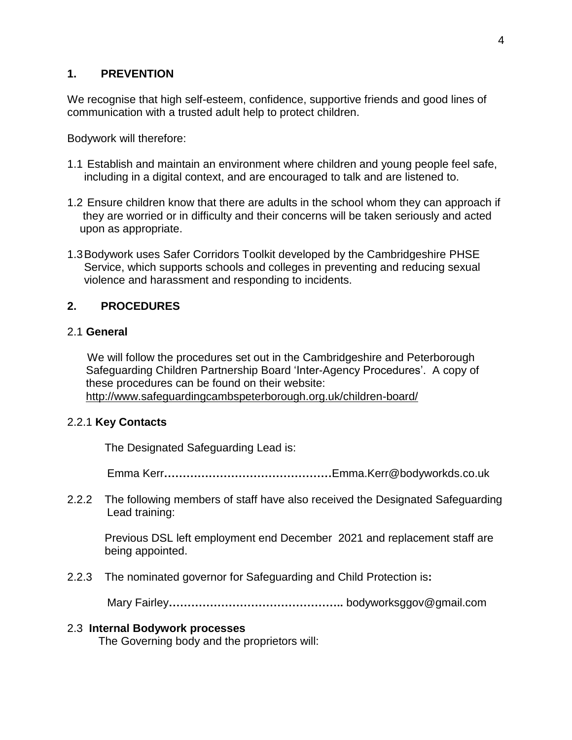## 1. PREVENTION

We recognise that high self-esteem, confidence, supportive friends and good lines of communication with a trusted adult help to protect children.

Bodywork will therefore:

1.1 Establish and maintain an environment where children and young people feel safe, including in a digital context, and are encouraged to talk and are listened to.

1.2 Ensure children know that there are adults in the school whom they can approach if they are worried or in difficulty and their concerns will be taken seriously and acted upon as appropriate.

1.3 Bodywork uses Safer Corridors Toolkit developed by the Cambridgeshire PHSE Service, which supports schools and colleges in preventing and reducing sexual violence and harassment and responding to incidents.

## 2. PROCEDURES

### 2.1 General

We will follow the procedures set out in the Cambridgeshire and Peterborough Safeguarding Children Partnership Board 'Inter-Agency Procedures'. A copy of these procedures can be found on their website: http://www.safeguardingcambspeterborough.org.uk/children-board/

### 2.2.1 Key Contacts

The Designated Safeguarding Lead is:

Emma Kerr**………………………………………**Emma.Kerr@bodyworkds.co.uk

2.2.2 The following members of staff have also received the Designated Safeguarding Lead training:

Previous DSL left employment end December 2021 and replacement staff are being appointed.

2.2.3 The nominated governor for Safeguarding and Child Protection is**:**

Mary Fairley**………………………………………..** bodyworksggov@gmail.com

### 2.3 Internal Bodywork processes

The Governing body and the proprietors will: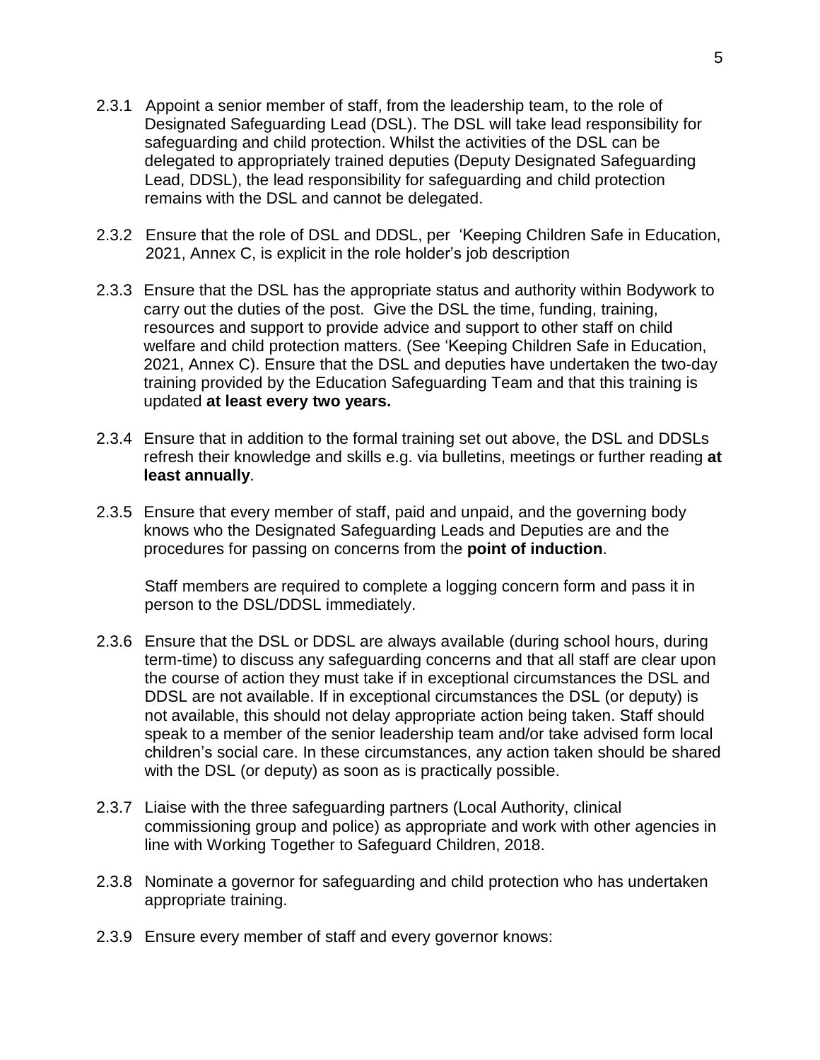2.3.1 Appoint a senior member of staff, from the leadership team, to the role of Designated Safeguarding Lead (DSL). The DSL will take lead responsibility for safeguarding and child protection. Whilst the activities of the DSL can be delegated to appropriately trained deputies (Deputy Designated Safeguarding Lead, DDSL), the lead responsibility for safeguarding and child protection remains with the DSL and cannot be delegated.

2.3.2 Ensure that the role of DSL and DDSL, per 'Keeping Children Safe in Education, 2021, Annex C, is explicit in the role holder's job description

2.3.3 Ensure that the DSL has the appropriate status and authority within Bodywork to carry out the duties of the post. Give the DSL the time, funding, training, resources and support to provide advice and support to other staff on child welfare and child protection matters. (See 'Keeping Children Safe in Education, 2021, Annex C). Ensure that the DSL and deputies have undertaken the two-day training provided by the Education Safeguarding Team and that this training is updated **at least every two years.**

2.3.4 Ensure that in addition to the formal training set out above, the DSL and DDSLs refresh their knowledge and skills e.g. via bulletins, meetings or further reading **at least annually**.

2.3.5 Ensure that every member of staff, paid and unpaid, and the governing body knows who the Designated Safeguarding Leads and Deputies are and the procedures for passing on concerns from the **point of induction**.

Staff members are required to complete a logging concern form and pass it in person to the DSL/DDSL immediately.

2.3.6 Ensure that the DSL or DDSL are always available (during school hours, during term-time) to discuss any safeguarding concerns and that all staff are clear upon the course of action they must take if in exceptional circumstances the DSL and DDSL are not available. If in exceptional circumstances the DSL (or deputy) is not available, this should not delay appropriate action being taken. Staff should speak to a member of the senior leadership team and/or take advised form local children's social care. In these circumstances, any action taken should be shared with the DSL (or deputy) as soon as is practically possible.

2.3.7 Liaise with the three safeguarding partners (Local Authority, clinical commissioning group and police) as appropriate and work with other agencies in line with Working Together to Safeguard Children, 2018.

2.3.8 Nominate a governor for safeguarding and child protection who has undertaken appropriate training.

2.3.9 Ensure every member of staff and every governor knows: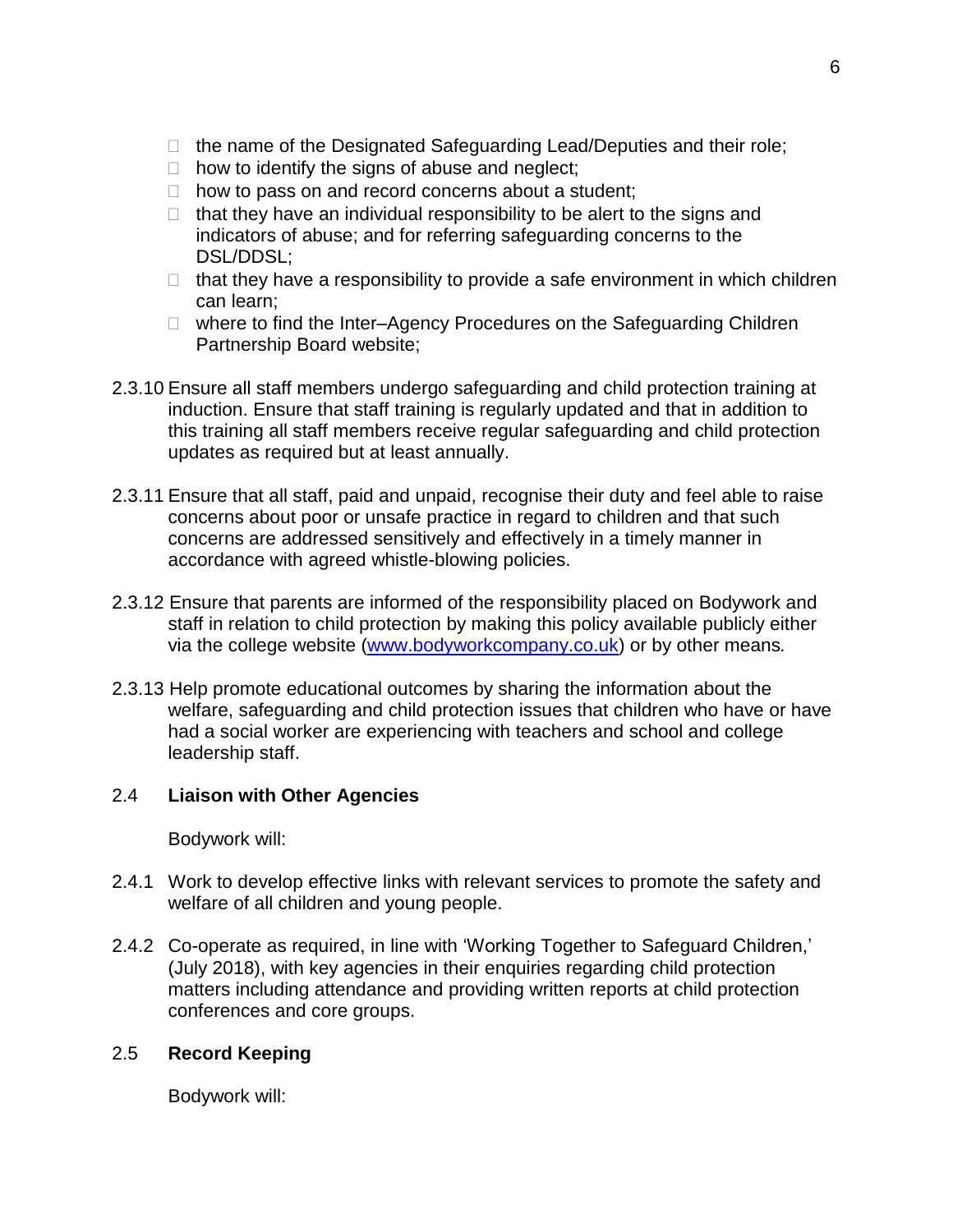- the name of the Designated Safeguarding Lead/Deputies and their role;
- how to identify the signs of abuse and neglect;
- how to pass on and record concerns about a student;
- that they have an individual responsibility to be alert to the signs and indicators of abuse; and for referring safeguarding concerns to the DSL/DDSL;
- that they have a responsibility to provide a safe environment in which children can learn;
- where to find the Inter–Agency Procedures on the Safeguarding Children Partnership Board website;

2.3.10 Ensure all staff members undergo safeguarding and child protection training at induction. Ensure that staff training is regularly updated and that in addition to this training all staff members receive regular safeguarding and child protection updates as required but at least annually.

2.3.11 Ensure that all staff, paid and unpaid, recognise their duty and feel able to raise concerns about poor or unsafe practice in regard to children and that such concerns are addressed sensitively and effectively in a timely manner in accordance with agreed whistle-blowing policies.

2.3.12 Ensure that parents are informed of the responsibility placed on Bodywork and staff in relation to child protection by making this policy available publicly either via the college website ([www.bodyworkcompany.co.uk](http://www.bodyworkcompany.co.uk)) or by other means*.*

2.3.13 Help promote educational outcomes by sharing the information about the welfare, safeguarding and child protection issues that children who have or have had a social worker are experiencing with teachers and school and college leadership staff.

## 2.4 Liaison with Other Agencies

Bodywork will:

2.4.1 Work to develop effective links with relevant services to promote the safety and welfare of all children and young people.

2.4.2 Co-operate as required, in line with 'Working Together to Safeguard Children,' (July 2018), with key agencies in their enquiries regarding child protection matters including attendance and providing written reports at child protection conferences and core groups.

## 2.5 Record Keeping

Bodywork will: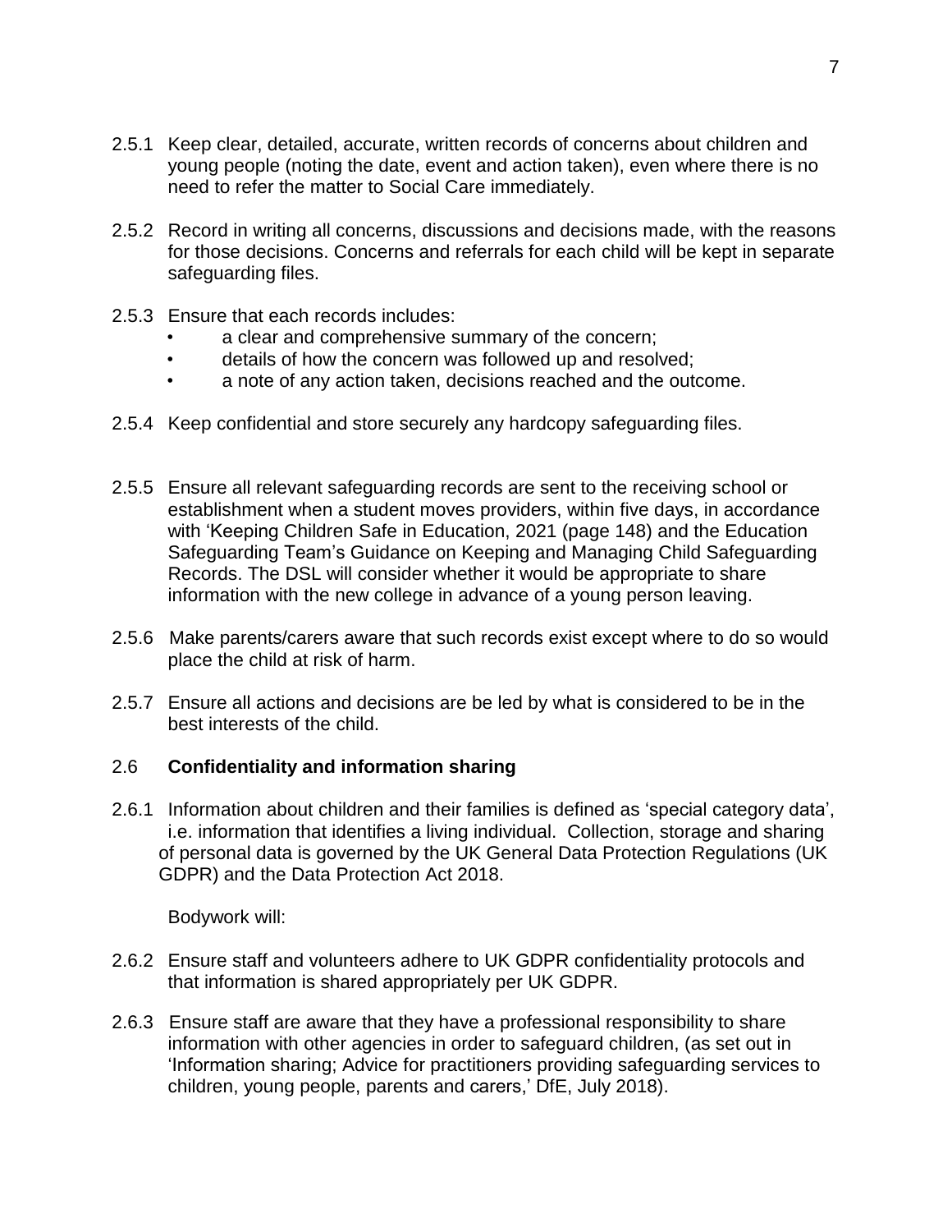2.5.1 Keep clear, detailed, accurate, written records of concerns about children and young people (noting the date, event and action taken), even where there is no need to refer the matter to Social Care immediately.

2.5.2 Record in writing all concerns, discussions and decisions made, with the reasons for those decisions. Concerns and referrals for each child will be kept in separate safeguarding files.

2.5.3 Ensure that each records includes:

- a clear and comprehensive summary of the concern;
- details of how the concern was followed up and resolved;
- a note of any action taken, decisions reached and the outcome.

2.5.4 Keep confidential and store securely any hardcopy safeguarding files.

2.5.5 Ensure all relevant safeguarding records are sent to the receiving school or establishment when a student moves providers, within five days, in accordance with 'Keeping Children Safe in Education, 2021 (page 148) and the Education Safeguarding Team's Guidance on Keeping and Managing Child Safeguarding Records. The DSL will consider whether it would be appropriate to share information with the new college in advance of a young person leaving.

2.5.6 Make parents/carers aware that such records exist except where to do so would place the child at risk of harm.

2.5.7 Ensure all actions and decisions are be led by what is considered to be in the best interests of the child.

## 2.6 Confidentiality and information sharing

2.6.1 Information about children and their families is defined as 'special category data', i.e. information that identifies a living individual. Collection, storage and sharing of personal data is governed by the UK General Data Protection Regulations (UK GDPR) and the Data Protection Act 2018.

Bodywork will:

2.6.2 Ensure staff and volunteers adhere to UK GDPR confidentiality protocols and that information is shared appropriately per UK GDPR.

2.6.3 Ensure staff are aware that they have a professional responsibility to share information with other agencies in order to safeguard children, (as set out in 'Information sharing; Advice for practitioners providing safeguarding services to children, young people, parents and carers,' DfE, July 2018).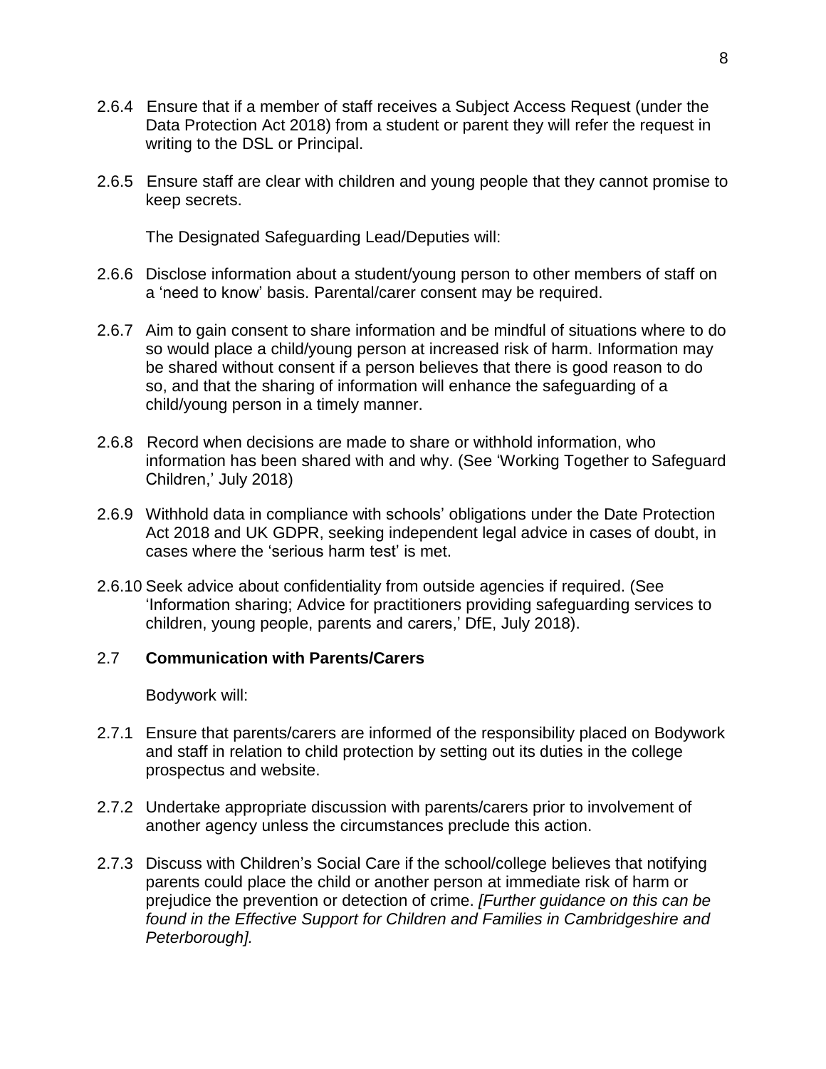2.6.4 Ensure that if a member of staff receives a Subject Access Request (under the Data Protection Act 2018) from a student or parent they will refer the request in writing to the DSL or Principal.

2.6.5 Ensure staff are clear with children and young people that they cannot promise to keep secrets.

The Designated Safeguarding Lead/Deputies will:

2.6.6 Disclose information about a student/young person to other members of staff on a 'need to know' basis. Parental/carer consent may be required.

2.6.7 Aim to gain consent to share information and be mindful of situations where to do so would place a child/young person at increased risk of harm. Information may be shared without consent if a person believes that there is good reason to do so, and that the sharing of information will enhance the safeguarding of a child/young person in a timely manner.

2.6.8 Record when decisions are made to share or withhold information, who information has been shared with and why. (See 'Working Together to Safeguard Children,' July 2018)

2.6.9 Withhold data in compliance with schools' obligations under the Date Protection Act 2018 and UK GDPR, seeking independent legal advice in cases of doubt, in cases where the 'serious harm test' is met.

2.6.10 Seek advice about confidentiality from outside agencies if required. (See 'Information sharing; Advice for practitioners providing safeguarding services to children, young people, parents and carers,' DfE, July 2018).

## 2.7 Communication with Parents/Carers

Bodywork will:

2.7.1 Ensure that parents/carers are informed of the responsibility placed on Bodywork and staff in relation to child protection by setting out its duties in the college prospectus and website.

2.7.2 Undertake appropriate discussion with parents/carers prior to involvement of another agency unless the circumstances preclude this action.

2.7.3 Discuss with Children's Social Care if the school/college believes that notifying parents could place the child or another person at immediate risk of harm or prejudice the prevention or detection of crime. *[Further guidance on this can be found in the Effective Support for Children and Families in Cambridgeshire and Peterborough].*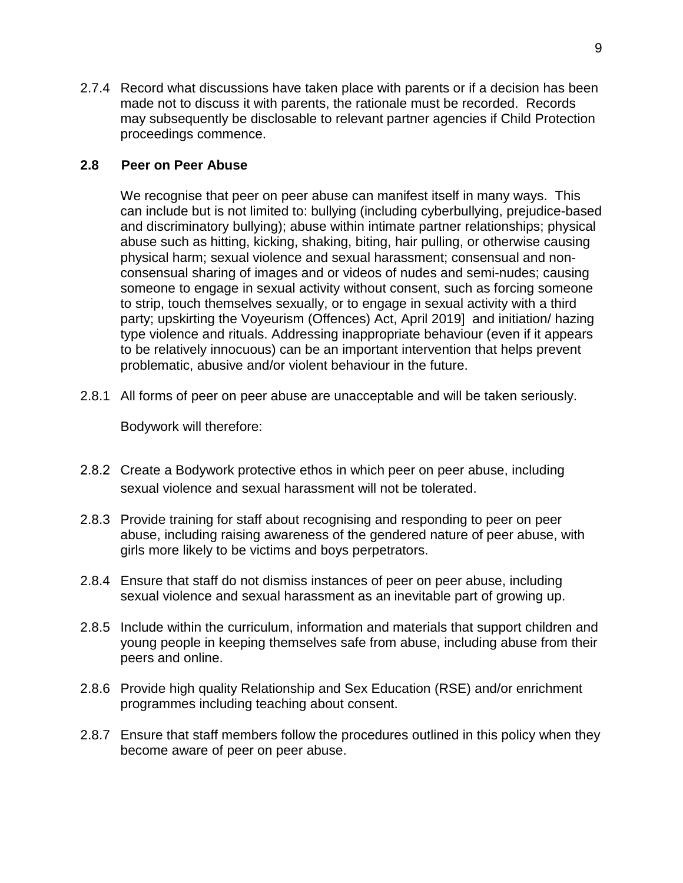2.7.4 Record what discussions have taken place with parents or if a decision has been made not to discuss it with parents, the rationale must be recorded. Records may subsequently be disclosable to relevant partner agencies if Child Protection proceedings commence.

## 2.8 Peer on Peer Abuse

We recognise that peer on peer abuse can manifest itself in many ways. This can include but is not limited to: bullying (including cyberbullying, prejudice-based and discriminatory bullying); abuse within intimate partner relationships; physical abuse such as hitting, kicking, shaking, biting, hair pulling, or otherwise causing physical harm; sexual violence and sexual harassment; consensual and non-consensual sharing of images and or videos of nudes and semi-nudes; causing someone to engage in sexual activity without consent, such as forcing someone to strip, touch themselves sexually, or to engage in sexual activity with a third party; upskirting the Voyeurism (Offences) Act, April 2019] and initiation/ hazing type violence and rituals. Addressing inappropriate behaviour (even if it appears to be relatively innocuous) can be an important intervention that helps prevent problematic, abusive and/or violent behaviour in the future.

2.8.1 All forms of peer on peer abuse are unacceptable and will be taken seriously.

Bodywork will therefore:

2.8.2 Create a Bodywork protective ethos in which peer on peer abuse, including sexual violence and sexual harassment will not be tolerated.

2.8.3 Provide training for staff about recognising and responding to peer on peer abuse, including raising awareness of the gendered nature of peer abuse, with girls more likely to be victims and boys perpetrators.

2.8.4 Ensure that staff do not dismiss instances of peer on peer abuse, including sexual violence and sexual harassment as an inevitable part of growing up.

2.8.5 Include within the curriculum, information and materials that support children and young people in keeping themselves safe from abuse, including abuse from their peers and online.

2.8.6 Provide high quality Relationship and Sex Education (RSE) and/or enrichment programmes including teaching about consent.

2.8.7 Ensure that staff members follow the procedures outlined in this policy when they become aware of peer on peer abuse.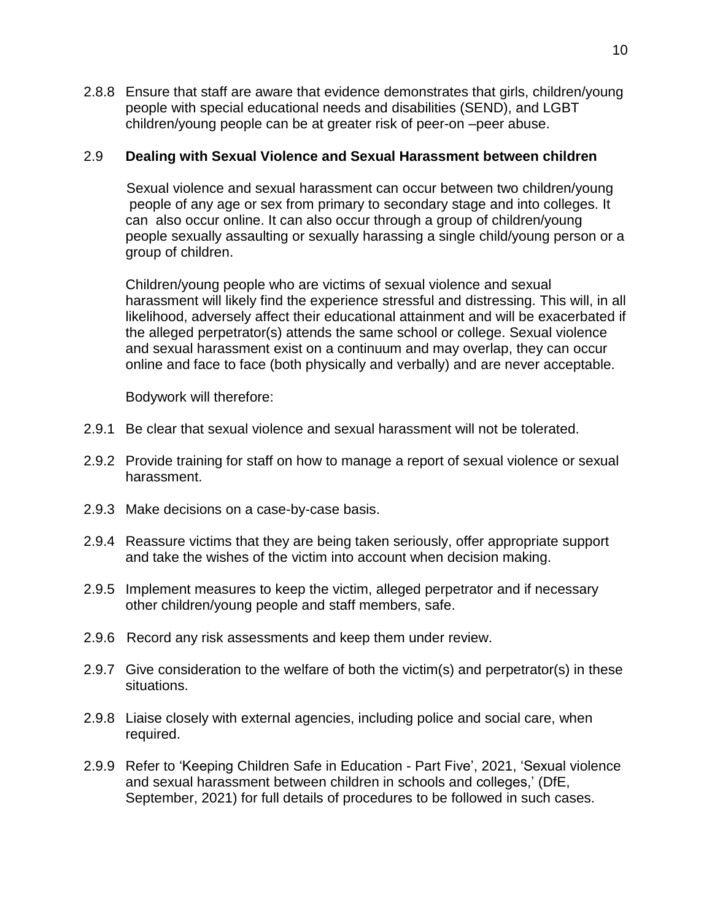2.8.8 Ensure that staff are aware that evidence demonstrates that girls, children/young people with special educational needs and disabilities (SEND), and LGBT children/young people can be at greater risk of peer-on –peer abuse.

## 2.9 **Dealing with Sexual Violence and Sexual Harassment between children**

Sexual violence and sexual harassment can occur between two children/young people of any age or sex from primary to secondary stage and into colleges. It can also occur online. It can also occur through a group of children/young people sexually assaulting or sexually harassing a single child/young person or a group of children.

Children/young people who are victims of sexual violence and sexual harassment will likely find the experience stressful and distressing. This will, in all likelihood, adversely affect their educational attainment and will be exacerbated if the alleged perpetrator(s) attends the same school or college. Sexual violence and sexual harassment exist on a continuum and may overlap, they can occur online and face to face (both physically and verbally) and are never acceptable.

Bodywork will therefore:

2.9.1 Be clear that sexual violence and sexual harassment will not be tolerated.

2.9.2 Provide training for staff on how to manage a report of sexual violence or sexual harassment.

2.9.3 Make decisions on a case-by-case basis.

2.9.4 Reassure victims that they are being taken seriously, offer appropriate support and take the wishes of the victim into account when decision making.

2.9.5 Implement measures to keep the victim, alleged perpetrator and if necessary other children/young people and staff members, safe.

2.9.6 Record any risk assessments and keep them under review.

2.9.7 Give consideration to the welfare of both the victim(s) and perpetrator(s) in these situations.

2.9.8 Liaise closely with external agencies, including police and social care, when required.

2.9.9 Refer to 'Keeping Children Safe in Education - Part Five', 2021, 'Sexual violence and sexual harassment between children in schools and colleges,' (DfE, September, 2021) for full details of procedures to be followed in such cases.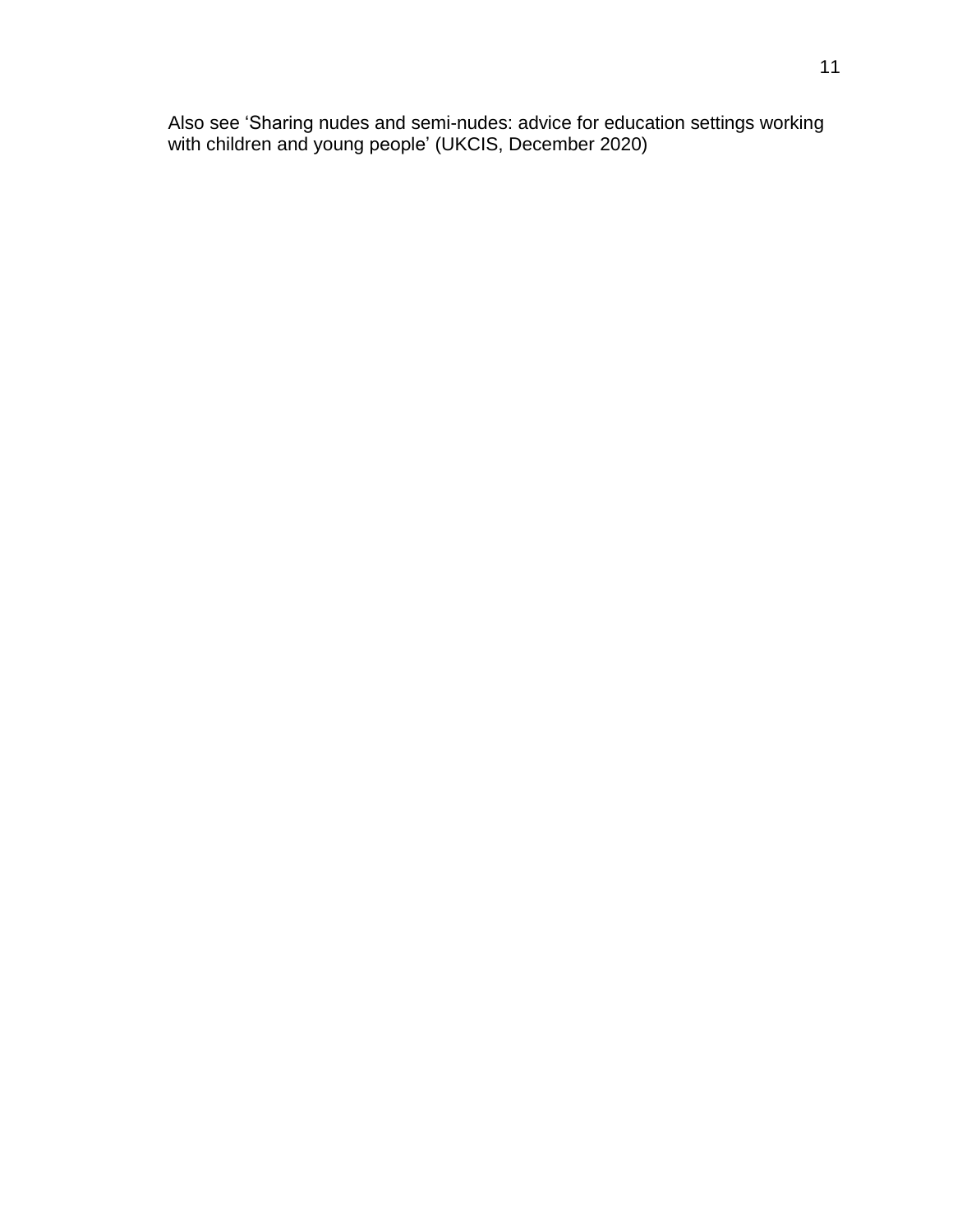Also see 'Sharing nudes and semi-nudes: advice for education settings working with children and young people' (UKCIS, December 2020)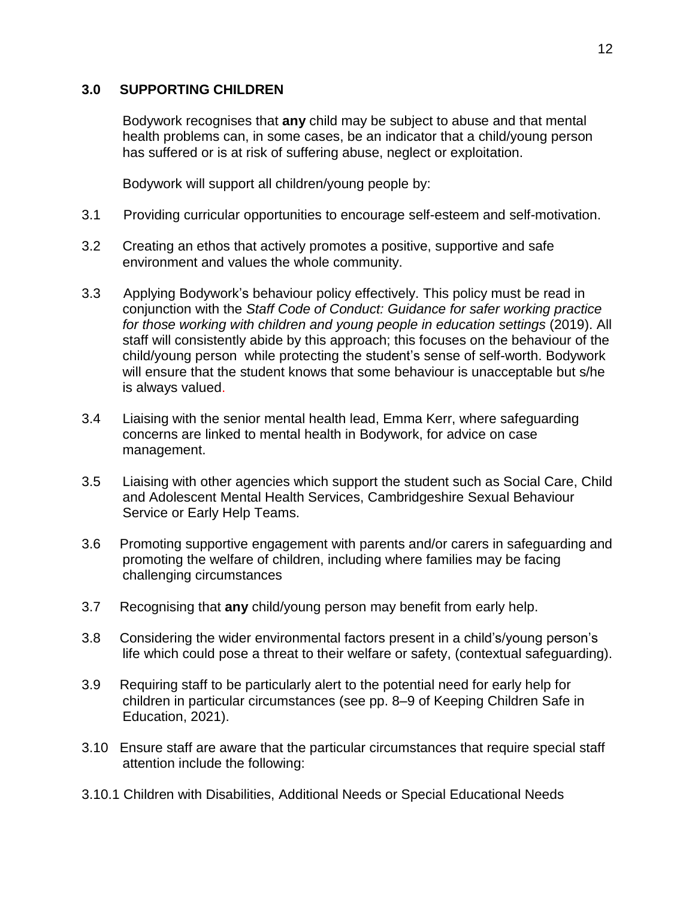## 3.0 SUPPORTING CHILDREN

Bodywork recognises that **any** child may be subject to abuse and that mental health problems can, in some cases, be an indicator that a child/young person has suffered or is at risk of suffering abuse, neglect or exploitation.

Bodywork will support all children/young people by:

3.1 Providing curricular opportunities to encourage self-esteem and self-motivation.

3.2 Creating an ethos that actively promotes a positive, supportive and safe environment and values the whole community.

3.3 Applying Bodywork's behaviour policy effectively. This policy must be read in conjunction with the *Staff Code of Conduct: Guidance for safer working practice for those working with children and young people in education settings* (2019). All staff will consistently abide by this approach; this focuses on the behaviour of the child/young person while protecting the student's sense of self-worth. Bodywork will ensure that the student knows that some behaviour is unacceptable but s/he is always valued.

3.4 Liaising with the senior mental health lead, Emma Kerr, where safeguarding concerns are linked to mental health in Bodywork, for advice on case management.

3.5 Liaising with other agencies which support the student such as Social Care, Child and Adolescent Mental Health Services, Cambridgeshire Sexual Behaviour Service or Early Help Teams.

3.6 Promoting supportive engagement with parents and/or carers in safeguarding and promoting the welfare of children, including where families may be facing challenging circumstances

3.7 Recognising that **any** child/young person may benefit from early help.

3.8 Considering the wider environmental factors present in a child's/young person's life which could pose a threat to their welfare or safety, (contextual safeguarding).

3.9 Requiring staff to be particularly alert to the potential need for early help for children in particular circumstances (see pp. 8–9 of Keeping Children Safe in Education, 2021).

3.10 Ensure staff are aware that the particular circumstances that require special staff attention include the following:

3.10.1 Children with Disabilities, Additional Needs or Special Educational Needs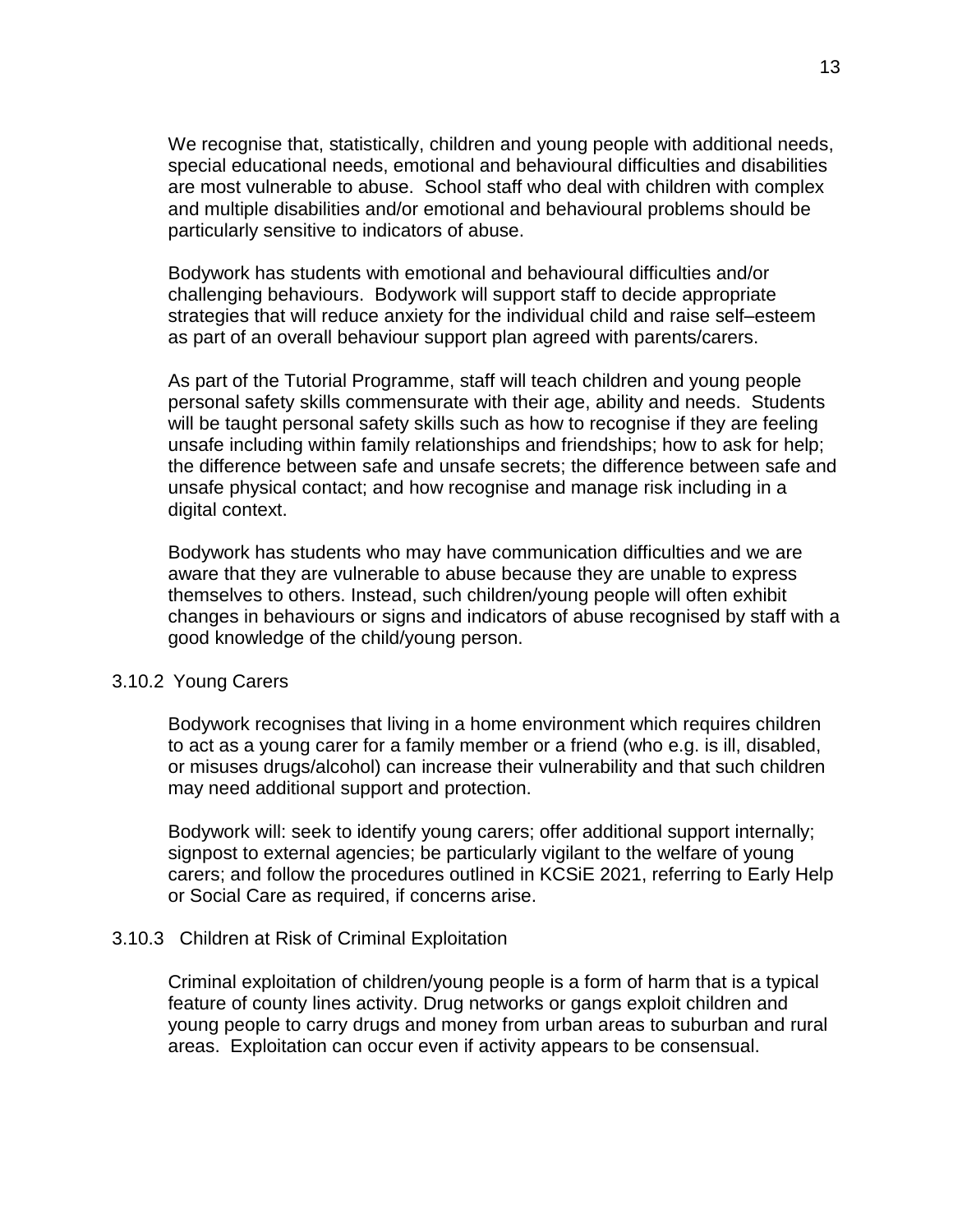We recognise that, statistically, children and young people with additional needs, special educational needs, emotional and behavioural difficulties and disabilities are most vulnerable to abuse. School staff who deal with children with complex and multiple disabilities and/or emotional and behavioural problems should be particularly sensitive to indicators of abuse.

Bodywork has students with emotional and behavioural difficulties and/or challenging behaviours. Bodywork will support staff to decide appropriate strategies that will reduce anxiety for the individual child and raise self–esteem as part of an overall behaviour support plan agreed with parents/carers.

As part of the Tutorial Programme, staff will teach children and young people personal safety skills commensurate with their age, ability and needs. Students will be taught personal safety skills such as how to recognise if they are feeling unsafe including within family relationships and friendships; how to ask for help; the difference between safe and unsafe secrets; the difference between safe and unsafe physical contact; and how recognise and manage risk including in a digital context.

Bodywork has students who may have communication difficulties and we are aware that they are vulnerable to abuse because they are unable to express themselves to others. Instead, such children/young people will often exhibit changes in behaviours or signs and indicators of abuse recognised by staff with a good knowledge of the child/young person.

#### 3.10.2 Young Carers

Bodywork recognises that living in a home environment which requires children to act as a young carer for a family member or a friend (who e.g. is ill, disabled, or misuses drugs/alcohol) can increase their vulnerability and that such children may need additional support and protection.

Bodywork will: seek to identify young carers; offer additional support internally; signpost to external agencies; be particularly vigilant to the welfare of young carers; and follow the procedures outlined in KCSiE 2021, referring to Early Help or Social Care as required, if concerns arise.

#### 3.10.3 Children at Risk of Criminal Exploitation

Criminal exploitation of children/young people is a form of harm that is a typical feature of county lines activity. Drug networks or gangs exploit children and young people to carry drugs and money from urban areas to suburban and rural areas. Exploitation can occur even if activity appears to be consensual.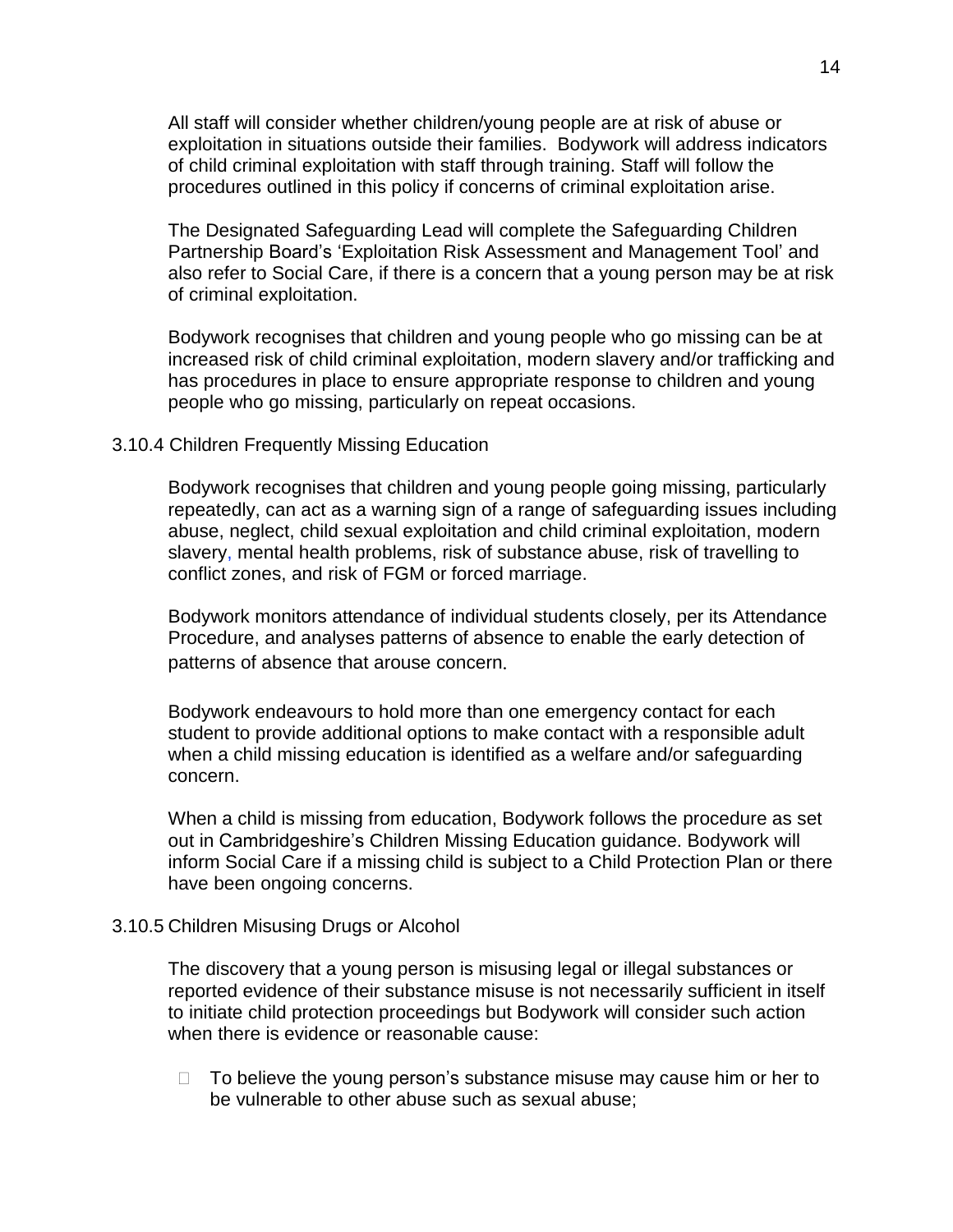All staff will consider whether children/young people are at risk of abuse or exploitation in situations outside their families. Bodywork will address indicators of child criminal exploitation with staff through training. Staff will follow the procedures outlined in this policy if concerns of criminal exploitation arise.

The Designated Safeguarding Lead will complete the Safeguarding Children Partnership Board's 'Exploitation Risk Assessment and Management Tool' and also refer to Social Care, if there is a concern that a young person may be at risk of criminal exploitation.

Bodywork recognises that children and young people who go missing can be at increased risk of child criminal exploitation, modern slavery and/or trafficking and has procedures in place to ensure appropriate response to children and young people who go missing, particularly on repeat occasions.

### 3.10.4 Children Frequently Missing Education

Bodywork recognises that children and young people going missing, particularly repeatedly, can act as a warning sign of a range of safeguarding issues including abuse, neglect, child sexual exploitation and child criminal exploitation, modern slavery, mental health problems, risk of substance abuse, risk of travelling to conflict zones, and risk of FGM or forced marriage.

Bodywork monitors attendance of individual students closely, per its Attendance Procedure, and analyses patterns of absence to enable the early detection of patterns of absence that arouse concern.

Bodywork endeavours to hold more than one emergency contact for each student to provide additional options to make contact with a responsible adult when a child missing education is identified as a welfare and/or safeguarding concern.

When a child is missing from education, Bodywork follows the procedure as set out in Cambridgeshire's Children Missing Education guidance. Bodywork will inform Social Care if a missing child is subject to a Child Protection Plan or there have been ongoing concerns.

### 3.10.5 Children Misusing Drugs or Alcohol

The discovery that a young person is misusing legal or illegal substances or reported evidence of their substance misuse is not necessarily sufficient in itself to initiate child protection proceedings but Bodywork will consider such action when there is evidence or reasonable cause:

- To believe the young person's substance misuse may cause him or her to be vulnerable to other abuse such as sexual abuse;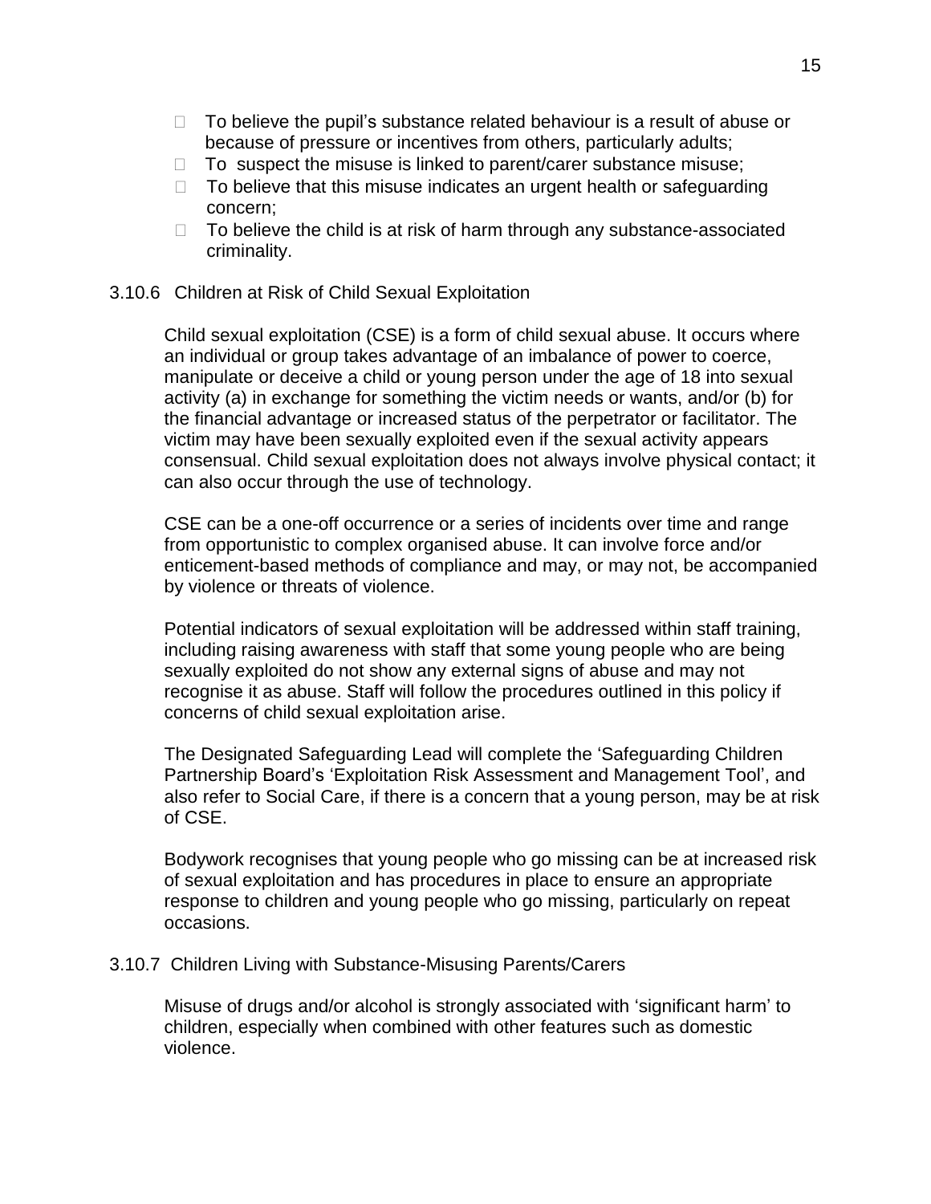- To believe the pupil's substance related behaviour is a result of abuse or because of pressure or incentives from others, particularly adults;
- To suspect the misuse is linked to parent/carer substance misuse;
- To believe that this misuse indicates an urgent health or safeguarding concern;
- To believe the child is at risk of harm through any substance-associated criminality.

### 3.10.6 Children at Risk of Child Sexual Exploitation

Child sexual exploitation (CSE) is a form of child sexual abuse. It occurs where an individual or group takes advantage of an imbalance of power to coerce, manipulate or deceive a child or young person under the age of 18 into sexual activity (a) in exchange for something the victim needs or wants, and/or (b) for the financial advantage or increased status of the perpetrator or facilitator. The victim may have been sexually exploited even if the sexual activity appears consensual. Child sexual exploitation does not always involve physical contact; it can also occur through the use of technology.

CSE can be a one-off occurrence or a series of incidents over time and range from opportunistic to complex organised abuse. It can involve force and/or enticement-based methods of compliance and may, or may not, be accompanied by violence or threats of violence.

Potential indicators of sexual exploitation will be addressed within staff training, including raising awareness with staff that some young people who are being sexually exploited do not show any external signs of abuse and may not recognise it as abuse. Staff will follow the procedures outlined in this policy if concerns of child sexual exploitation arise.

The Designated Safeguarding Lead will complete the 'Safeguarding Children Partnership Board's 'Exploitation Risk Assessment and Management Tool', and also refer to Social Care, if there is a concern that a young person, may be at risk of CSE.

Bodywork recognises that young people who go missing can be at increased risk of sexual exploitation and has procedures in place to ensure an appropriate response to children and young people who go missing, particularly on repeat occasions.

### 3.10.7 Children Living with Substance-Misusing Parents/Carers

Misuse of drugs and/or alcohol is strongly associated with 'significant harm' to children, especially when combined with other features such as domestic violence.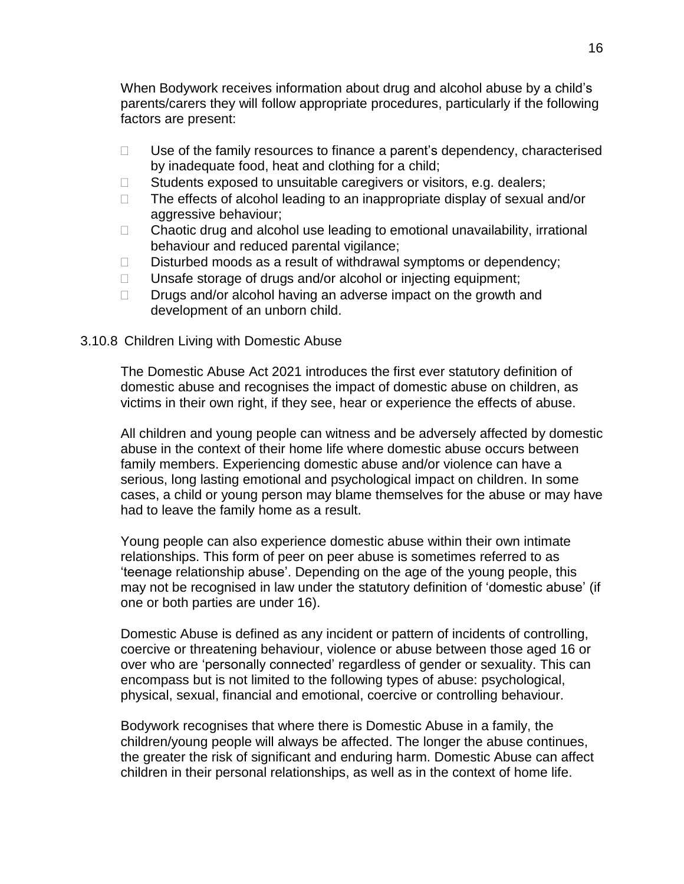When Bodywork receives information about drug and alcohol abuse by a child's parents/carers they will follow appropriate procedures, particularly if the following factors are present:

- Use of the family resources to finance a parent's dependency, characterised by inadequate food, heat and clothing for a child;
- Students exposed to unsuitable caregivers or visitors, e.g. dealers;
- The effects of alcohol leading to an inappropriate display of sexual and/or aggressive behaviour;
- Chaotic drug and alcohol use leading to emotional unavailability, irrational behaviour and reduced parental vigilance;
- Disturbed moods as a result of withdrawal symptoms or dependency;
- Unsafe storage of drugs and/or alcohol or injecting equipment;
- Drugs and/or alcohol having an adverse impact on the growth and development of an unborn child.

### 3.10.8 Children Living with Domestic Abuse

The Domestic Abuse Act 2021 introduces the first ever statutory definition of domestic abuse and recognises the impact of domestic abuse on children, as victims in their own right, if they see, hear or experience the effects of abuse.

All children and young people can witness and be adversely affected by domestic abuse in the context of their home life where domestic abuse occurs between family members. Experiencing domestic abuse and/or violence can have a serious, long lasting emotional and psychological impact on children. In some cases, a child or young person may blame themselves for the abuse or may have had to leave the family home as a result.

Young people can also experience domestic abuse within their own intimate relationships. This form of peer on peer abuse is sometimes referred to as 'teenage relationship abuse'. Depending on the age of the young people, this may not be recognised in law under the statutory definition of 'domestic abuse' (if one or both parties are under 16).

Domestic Abuse is defined as any incident or pattern of incidents of controlling, coercive or threatening behaviour, violence or abuse between those aged 16 or over who are 'personally connected' regardless of gender or sexuality. This can encompass but is not limited to the following types of abuse: psychological, physical, sexual, financial and emotional, coercive or controlling behaviour.

Bodywork recognises that where there is Domestic Abuse in a family, the children/young people will always be affected. The longer the abuse continues, the greater the risk of significant and enduring harm. Domestic Abuse can affect children in their personal relationships, as well as in the context of home life.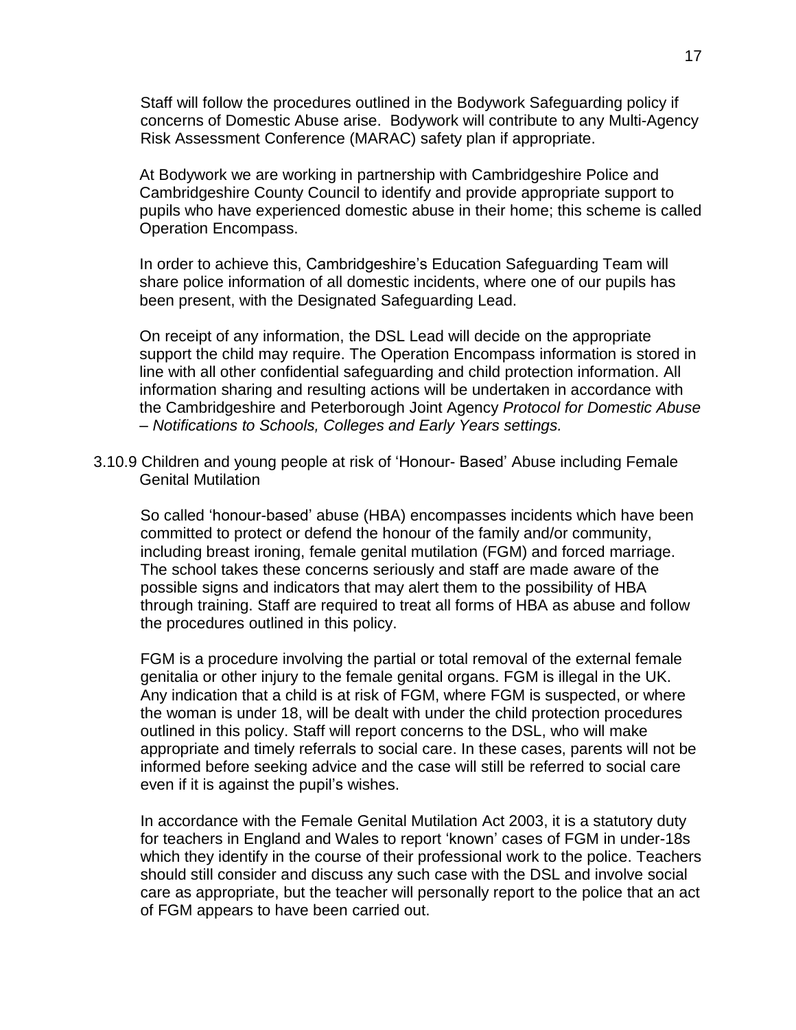Staff will follow the procedures outlined in the Bodywork Safeguarding policy if concerns of Domestic Abuse arise. Bodywork will contribute to any Multi-Agency Risk Assessment Conference (MARAC) safety plan if appropriate.

At Bodywork we are working in partnership with Cambridgeshire Police and Cambridgeshire County Council to identify and provide appropriate support to pupils who have experienced domestic abuse in their home; this scheme is called Operation Encompass.

In order to achieve this, Cambridgeshire's Education Safeguarding Team will share police information of all domestic incidents, where one of our pupils has been present, with the Designated Safeguarding Lead.

On receipt of any information, the DSL Lead will decide on the appropriate support the child may require. The Operation Encompass information is stored in line with all other confidential safeguarding and child protection information. All information sharing and resulting actions will be undertaken in accordance with the Cambridgeshire and Peterborough Joint Agency *Protocol for Domestic Abuse – Notifications to Schools, Colleges and Early Years settings.*

3.10.9 Children and young people at risk of 'Honour- Based' Abuse including Female Genital Mutilation

So called 'honour-based' abuse (HBA) encompasses incidents which have been committed to protect or defend the honour of the family and/or community, including breast ironing, female genital mutilation (FGM) and forced marriage. The school takes these concerns seriously and staff are made aware of the possible signs and indicators that may alert them to the possibility of HBA through training. Staff are required to treat all forms of HBA as abuse and follow the procedures outlined in this policy.

FGM is a procedure involving the partial or total removal of the external female genitalia or other injury to the female genital organs. FGM is illegal in the UK. Any indication that a child is at risk of FGM, where FGM is suspected, or where the woman is under 18, will be dealt with under the child protection procedures outlined in this policy. Staff will report concerns to the DSL, who will make appropriate and timely referrals to social care. In these cases, parents will not be informed before seeking advice and the case will still be referred to social care even if it is against the pupil's wishes.

In accordance with the Female Genital Mutilation Act 2003, it is a statutory duty for teachers in England and Wales to report 'known' cases of FGM in under-18s which they identify in the course of their professional work to the police. Teachers should still consider and discuss any such case with the DSL and involve social care as appropriate, but the teacher will personally report to the police that an act of FGM appears to have been carried out.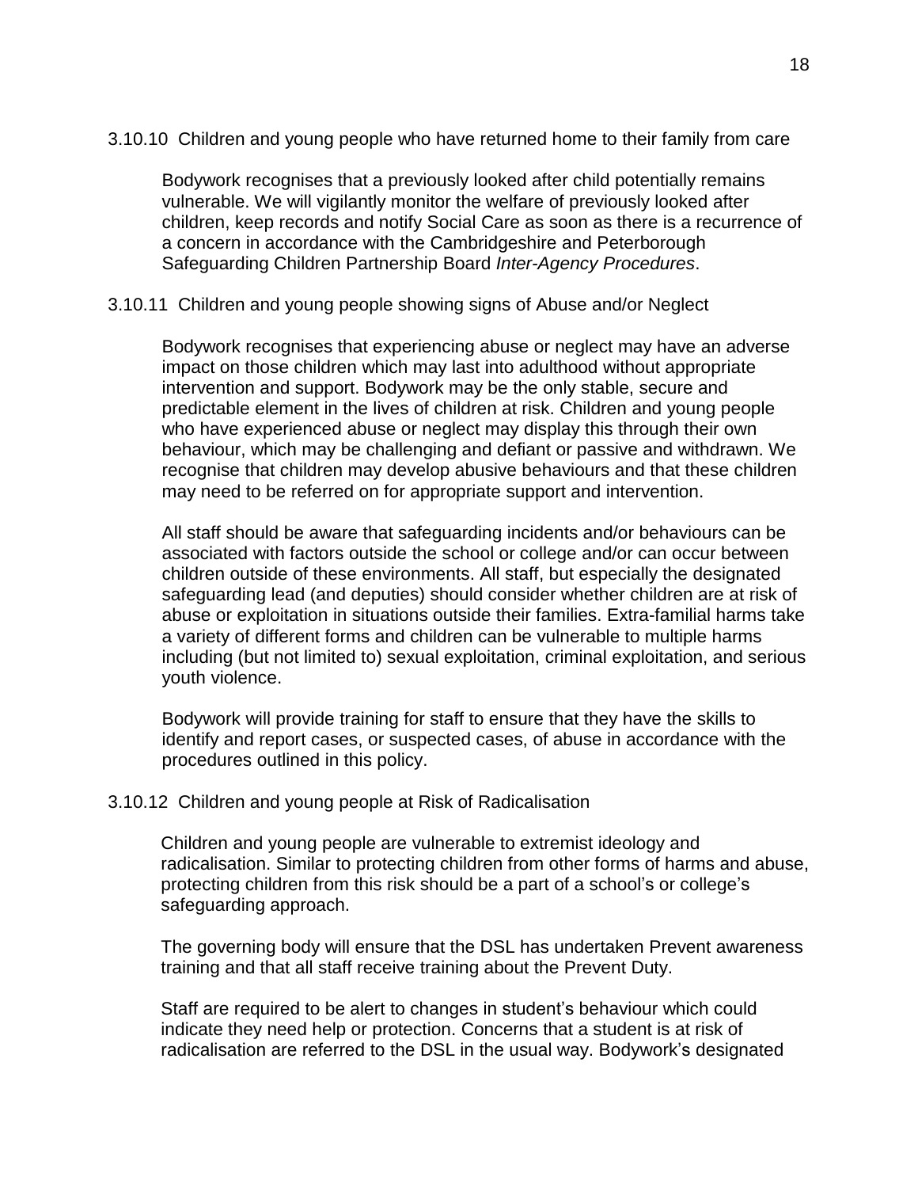### 3.10.10 Children and young people who have returned home to their family from care

Bodywork recognises that a previously looked after child potentially remains vulnerable. We will vigilantly monitor the welfare of previously looked after children, keep records and notify Social Care as soon as there is a recurrence of a concern in accordance with the Cambridgeshire and Peterborough Safeguarding Children Partnership Board *Inter-Agency Procedures*.

### 3.10.11 Children and young people showing signs of Abuse and/or Neglect

Bodywork recognises that experiencing abuse or neglect may have an adverse impact on those children which may last into adulthood without appropriate intervention and support. Bodywork may be the only stable, secure and predictable element in the lives of children at risk. Children and young people who have experienced abuse or neglect may display this through their own behaviour, which may be challenging and defiant or passive and withdrawn. We recognise that children may develop abusive behaviours and that these children may need to be referred on for appropriate support and intervention.

All staff should be aware that safeguarding incidents and/or behaviours can be associated with factors outside the school or college and/or can occur between children outside of these environments. All staff, but especially the designated safeguarding lead (and deputies) should consider whether children are at risk of abuse or exploitation in situations outside their families. Extra-familial harms take a variety of different forms and children can be vulnerable to multiple harms including (but not limited to) sexual exploitation, criminal exploitation, and serious youth violence.

Bodywork will provide training for staff to ensure that they have the skills to identify and report cases, or suspected cases, of abuse in accordance with the procedures outlined in this policy.

### 3.10.12 Children and young people at Risk of Radicalisation

Children and young people are vulnerable to extremist ideology and radicalisation. Similar to protecting children from other forms of harms and abuse, protecting children from this risk should be a part of a school's or college's safeguarding approach.

The governing body will ensure that the DSL has undertaken Prevent awareness training and that all staff receive training about the Prevent Duty.

Staff are required to be alert to changes in student's behaviour which could indicate they need help or protection. Concerns that a student is at risk of radicalisation are referred to the DSL in the usual way. Bodywork's designated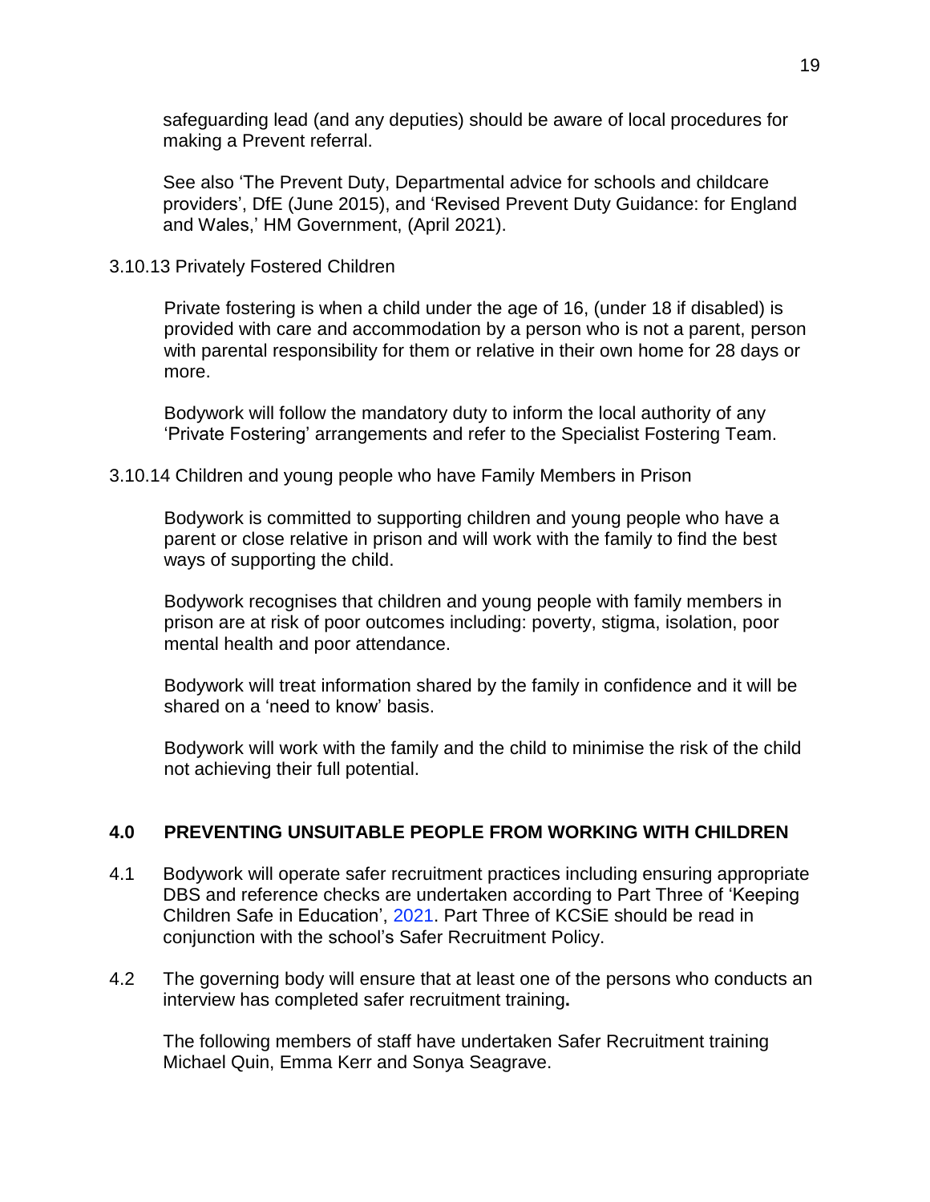safeguarding lead (and any deputies) should be aware of local procedures for making a Prevent referral.

See also 'The Prevent Duty, Departmental advice for schools and childcare providers', DfE (June 2015), and 'Revised Prevent Duty Guidance: for England and Wales,' HM Government, (April 2021).

3.10.13 Privately Fostered Children

Private fostering is when a child under the age of 16, (under 18 if disabled) is provided with care and accommodation by a person who is not a parent, person with parental responsibility for them or relative in their own home for 28 days or more.

Bodywork will follow the mandatory duty to inform the local authority of any 'Private Fostering' arrangements and refer to the Specialist Fostering Team.

3.10.14 Children and young people who have Family Members in Prison

Bodywork is committed to supporting children and young people who have a parent or close relative in prison and will work with the family to find the best ways of supporting the child.

Bodywork recognises that children and young people with family members in prison are at risk of poor outcomes including: poverty, stigma, isolation, poor mental health and poor attendance.

Bodywork will treat information shared by the family in confidence and it will be shared on a 'need to know' basis.

Bodywork will work with the family and the child to minimise the risk of the child not achieving their full potential.

## 4.0 PREVENTING UNSUITABLE PEOPLE FROM WORKING WITH CHILDREN

4.1 Bodywork will operate safer recruitment practices including ensuring appropriate DBS and reference checks are undertaken according to Part Three of 'Keeping Children Safe in Education', 2021. Part Three of KCSiE should be read in conjunction with the school's Safer Recruitment Policy.

4.2 The governing body will ensure that at least one of the persons who conducts an interview has completed safer recruitment training**.**

The following members of staff have undertaken Safer Recruitment training Michael Quin, Emma Kerr and Sonya Seagrave.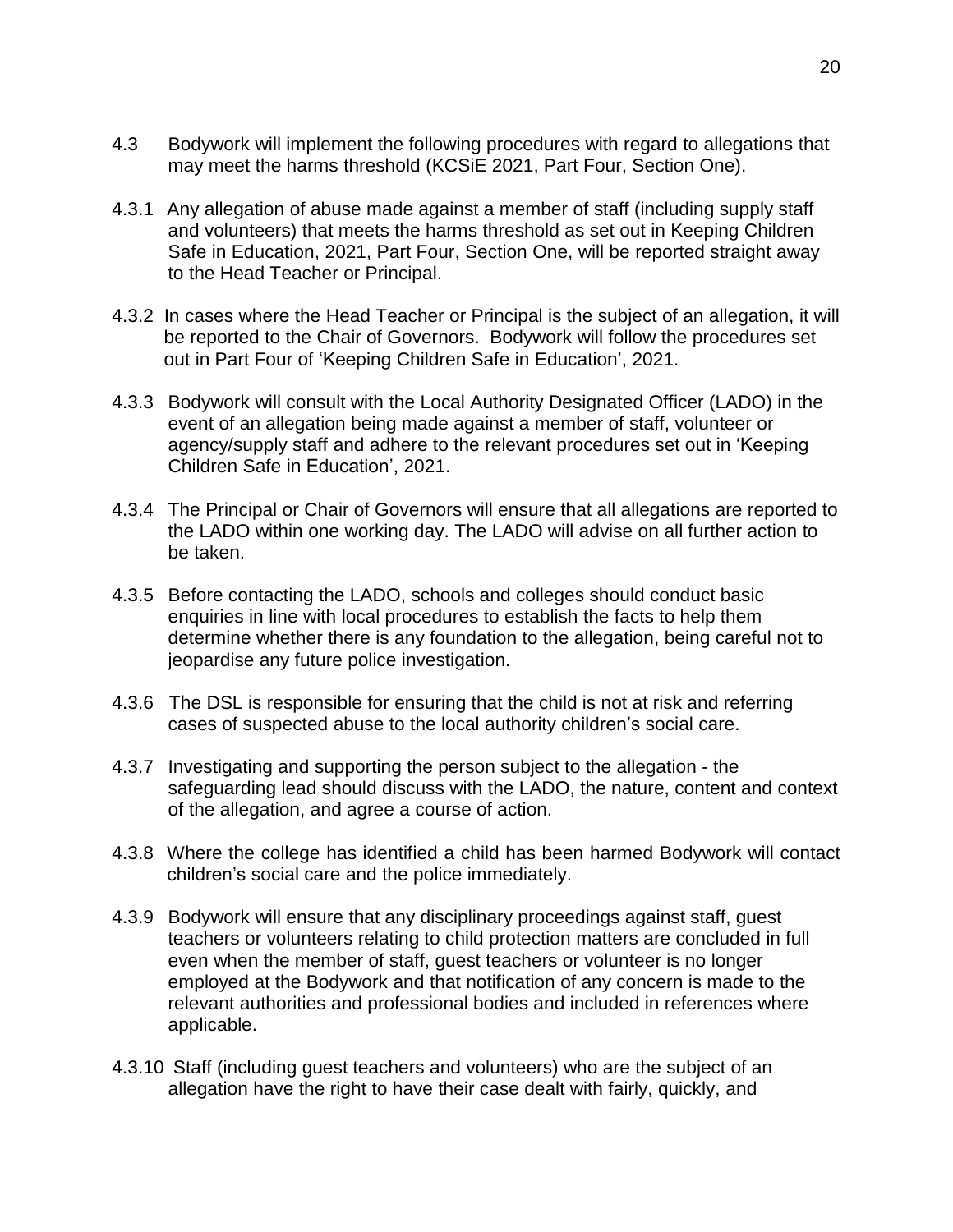4.3 Bodywork will implement the following procedures with regard to allegations that may meet the harms threshold (KCSiE 2021, Part Four, Section One).

4.3.1 Any allegation of abuse made against a member of staff (including supply staff and volunteers) that meets the harms threshold as set out in Keeping Children Safe in Education, 2021, Part Four, Section One, will be reported straight away to the Head Teacher or Principal.

4.3.2 In cases where the Head Teacher or Principal is the subject of an allegation, it will be reported to the Chair of Governors. Bodywork will follow the procedures set out in Part Four of 'Keeping Children Safe in Education', 2021.

4.3.3 Bodywork will consult with the Local Authority Designated Officer (LADO) in the event of an allegation being made against a member of staff, volunteer or agency/supply staff and adhere to the relevant procedures set out in 'Keeping Children Safe in Education', 2021.

4.3.4 The Principal or Chair of Governors will ensure that all allegations are reported to the LADO within one working day. The LADO will advise on all further action to be taken.

4.3.5 Before contacting the LADO, schools and colleges should conduct basic enquiries in line with local procedures to establish the facts to help them determine whether there is any foundation to the allegation, being careful not to jeopardise any future police investigation.

4.3.6 The DSL is responsible for ensuring that the child is not at risk and referring cases of suspected abuse to the local authority children's social care.

4.3.7 Investigating and supporting the person subject to the allegation - the safeguarding lead should discuss with the LADO, the nature, content and context of the allegation, and agree a course of action.

4.3.8 Where the college has identified a child has been harmed Bodywork will contact children's social care and the police immediately.

4.3.9 Bodywork will ensure that any disciplinary proceedings against staff, guest teachers or volunteers relating to child protection matters are concluded in full even when the member of staff, guest teachers or volunteer is no longer employed at the Bodywork and that notification of any concern is made to the relevant authorities and professional bodies and included in references where applicable.

4.3.10 Staff (including guest teachers and volunteers) who are the subject of an allegation have the right to have their case dealt with fairly, quickly, and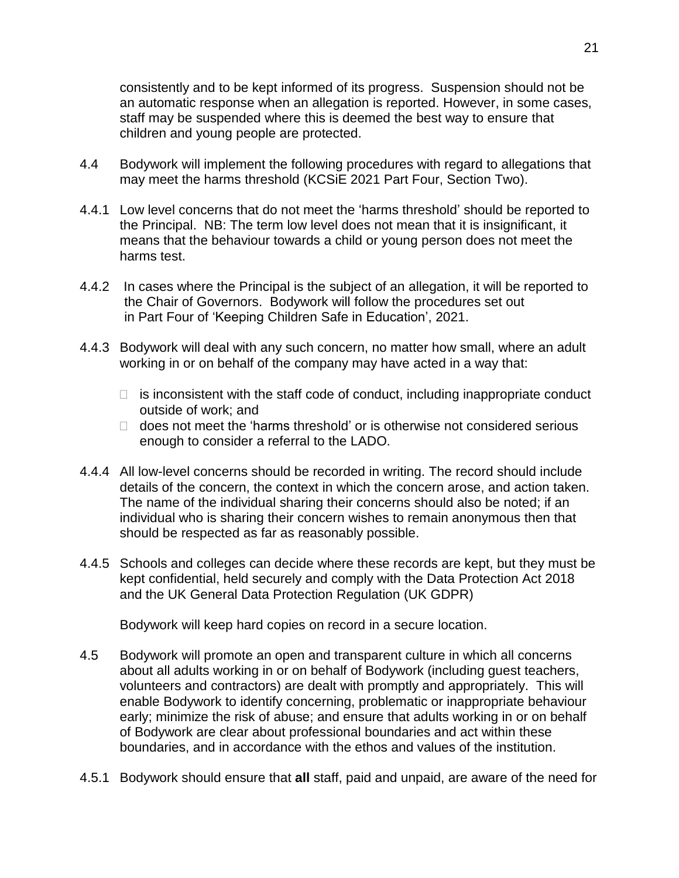consistently and to be kept informed of its progress. Suspension should not be an automatic response when an allegation is reported. However, in some cases, staff may be suspended where this is deemed the best way to ensure that children and young people are protected.

4.4 Bodywork will implement the following procedures with regard to allegations that may meet the harms threshold (KCSiE 2021 Part Four, Section Two).

4.4.1 Low level concerns that do not meet the 'harms threshold' should be reported to the Principal. NB: The term low level does not mean that it is insignificant, it means that the behaviour towards a child or young person does not meet the harms test.

4.4.2 In cases where the Principal is the subject of an allegation, it will be reported to the Chair of Governors. Bodywork will follow the procedures set out in Part Four of 'Keeping Children Safe in Education', 2021.

4.4.3 Bodywork will deal with any such concern, no matter how small, where an adult working in or on behalf of the company may have acted in a way that:

- is inconsistent with the staff code of conduct, including inappropriate conduct outside of work; and
- does not meet the 'harms threshold' or is otherwise not considered serious enough to consider a referral to the LADO.

4.4.4 All low-level concerns should be recorded in writing. The record should include details of the concern, the context in which the concern arose, and action taken. The name of the individual sharing their concerns should also be noted; if an individual who is sharing their concern wishes to remain anonymous then that should be respected as far as reasonably possible.

4.4.5 Schools and colleges can decide where these records are kept, but they must be kept confidential, held securely and comply with the Data Protection Act 2018 and the UK General Data Protection Regulation (UK GDPR)

Bodywork will keep hard copies on record in a secure location.

4.5 Bodywork will promote an open and transparent culture in which all concerns about all adults working in or on behalf of Bodywork (including guest teachers, volunteers and contractors) are dealt with promptly and appropriately. This will enable Bodywork to identify concerning, problematic or inappropriate behaviour early; minimize the risk of abuse; and ensure that adults working in or on behalf of Bodywork are clear about professional boundaries and act within these boundaries, and in accordance with the ethos and values of the institution.

4.5.1 Bodywork should ensure that **all** staff, paid and unpaid, are aware of the need for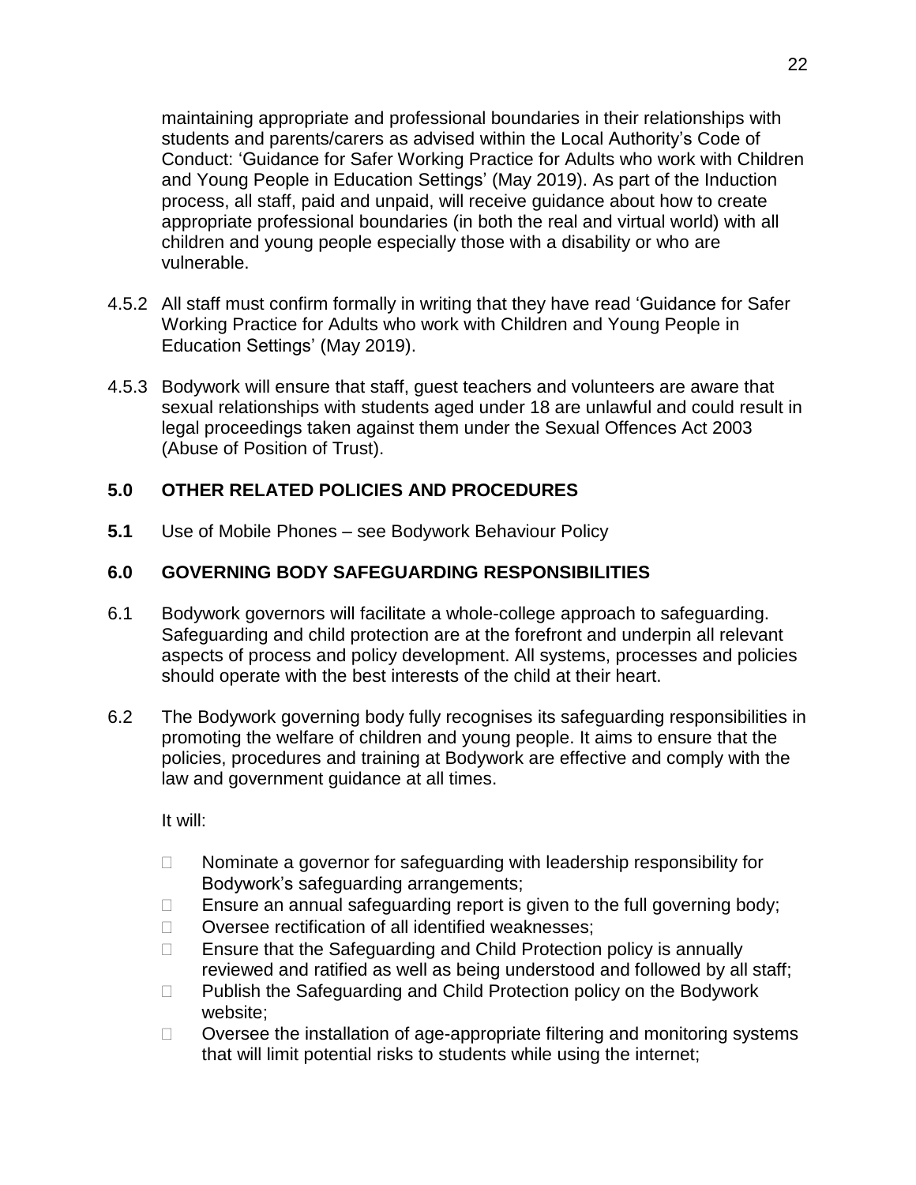maintaining appropriate and professional boundaries in their relationships with students and parents/carers as advised within the Local Authority's Code of Conduct: 'Guidance for Safer Working Practice for Adults who work with Children and Young People in Education Settings' (May 2019). As part of the Induction process, all staff, paid and unpaid, will receive guidance about how to create appropriate professional boundaries (in both the real and virtual world) with all children and young people especially those with a disability or who are vulnerable.

4.5.2 All staff must confirm formally in writing that they have read 'Guidance for Safer Working Practice for Adults who work with Children and Young People in Education Settings' (May 2019).

4.5.3 Bodywork will ensure that staff, guest teachers and volunteers are aware that sexual relationships with students aged under 18 are unlawful and could result in legal proceedings taken against them under the Sexual Offences Act 2003 (Abuse of Position of Trust).

## 5.0 OTHER RELATED POLICIES AND PROCEDURES

**5.1** Use of Mobile Phones – see Bodywork Behaviour Policy

## 6.0 GOVERNING BODY SAFEGUARDING RESPONSIBILITIES

6.1 Bodywork governors will facilitate a whole-college approach to safeguarding. Safeguarding and child protection are at the forefront and underpin all relevant aspects of process and policy development. All systems, processes and policies should operate with the best interests of the child at their heart.

6.2 The Bodywork governing body fully recognises its safeguarding responsibilities in promoting the welfare of children and young people. It aims to ensure that the policies, procedures and training at Bodywork are effective and comply with the law and government guidance at all times.

It will:

- Nominate a governor for safeguarding with leadership responsibility for Bodywork's safeguarding arrangements;
- Ensure an annual safeguarding report is given to the full governing body;
- Oversee rectification of all identified weaknesses;
- Ensure that the Safeguarding and Child Protection policy is annually reviewed and ratified as well as being understood and followed by all staff;
- Publish the Safeguarding and Child Protection policy on the Bodywork website;
- Oversee the installation of age-appropriate filtering and monitoring systems that will limit potential risks to students while using the internet;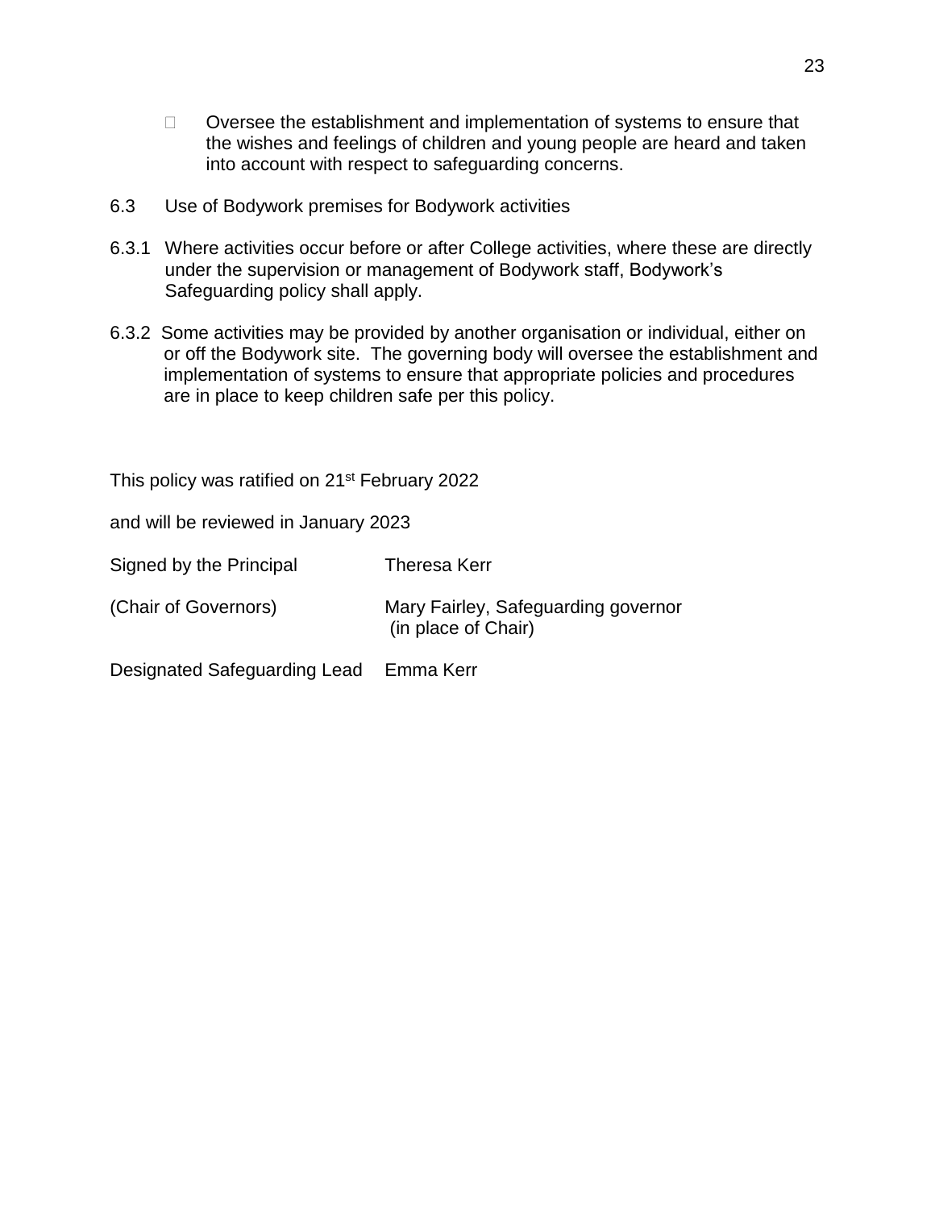- Oversee the establishment and implementation of systems to ensure that the wishes and feelings of children and young people are heard and taken into account with respect to safeguarding concerns.

6.3 Use of Bodywork premises for Bodywork activities

6.3.1 Where activities occur before or after College activities, where these are directly under the supervision or management of Bodywork staff, Bodywork's Safeguarding policy shall apply.

6.3.2 Some activities may be provided by another organisation or individual, either on or off the Bodywork site. The governing body will oversee the establishment and implementation of systems to ensure that appropriate policies and procedures are in place to keep children safe per this policy.

This policy was ratified on 21st February 2022

and will be reviewed in January 2023

| | |
|---|---|
| Signed by the Principal | Theresa Kerr |
| (Chair of Governors) | Mary Fairley, Safeguarding governor (in place of Chair) |
| Designated Safeguarding Lead | Emma Kerr |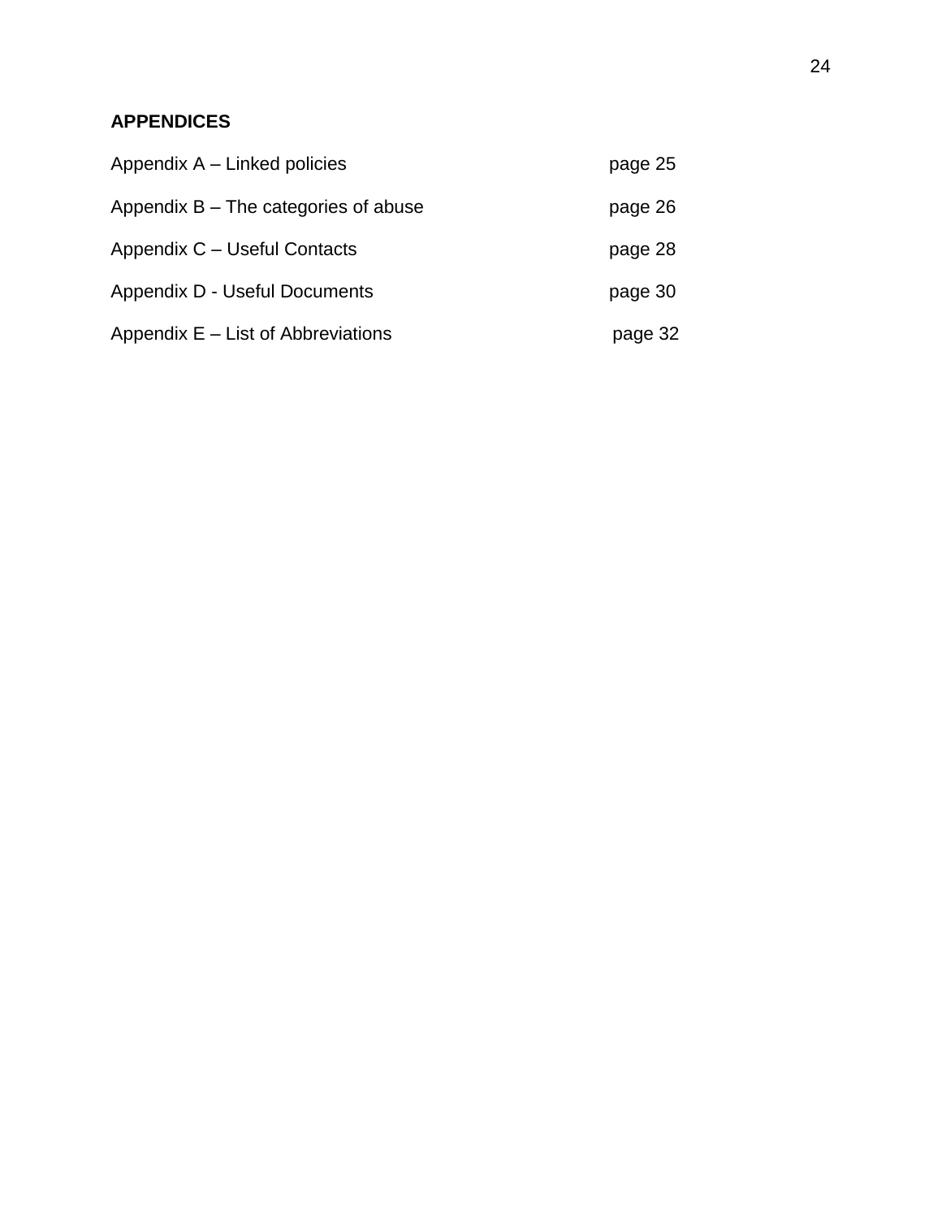## APPENDICES

Appendix A – Linked policies page 25

Appendix B – The categories of abuse page 26

Appendix C – Useful Contacts page 28

Appendix D - Useful Documents page 30

Appendix E – List of Abbreviations page 32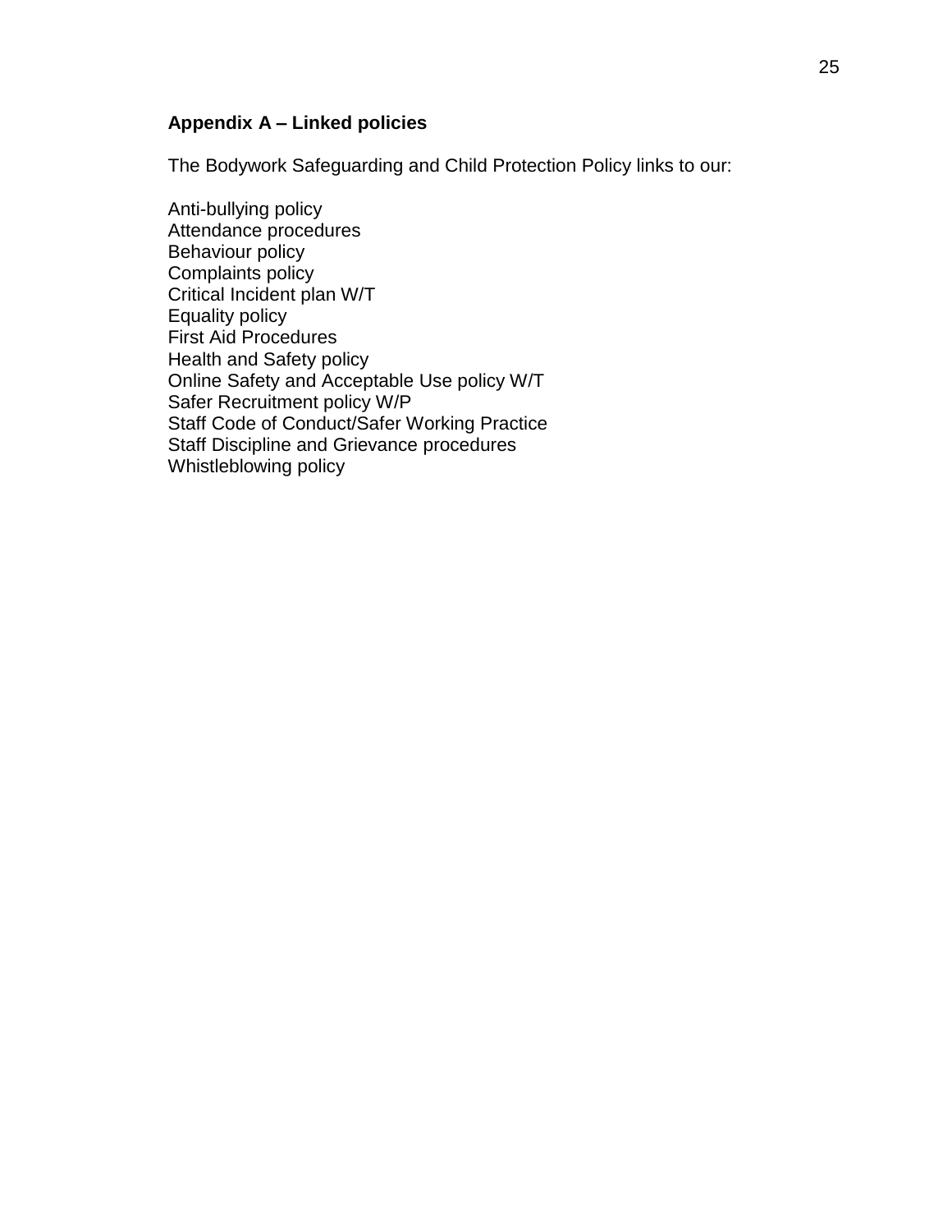**Appendix A – Linked policies**

The Bodywork Safeguarding and Child Protection Policy links to our:

Anti-bullying policy
Attendance procedures
Behaviour policy
Complaints policy
Critical Incident plan W/T
Equality policy
First Aid Procedures
Health and Safety policy
Online Safety and Acceptable Use policy W/T
Safer Recruitment policy W/P
Staff Code of Conduct/Safer Working Practice
Staff Discipline and Grievance procedures
Whistleblowing policy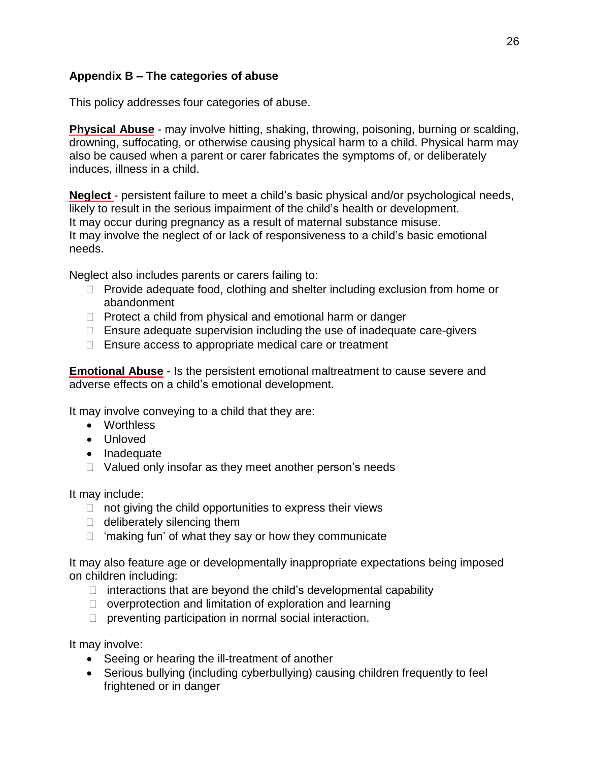## Appendix B – The categories of abuse

This policy addresses four categories of abuse.

**Physical Abuse** - may involve hitting, shaking, throwing, poisoning, burning or scalding, drowning, suffocating, or otherwise causing physical harm to a child. Physical harm may also be caused when a parent or carer fabricates the symptoms of, or deliberately induces, illness in a child.

**Neglect** - persistent failure to meet a child's basic physical and/or psychological needs, likely to result in the serious impairment of the child's health or development.
It may occur during pregnancy as a result of maternal substance misuse.
It may involve the neglect of or lack of responsiveness to a child's basic emotional needs.

Neglect also includes parents or carers failing to:

- Provide adequate food, clothing and shelter including exclusion from home or abandonment
- Protect a child from physical and emotional harm or danger
- Ensure adequate supervision including the use of inadequate care-givers
- Ensure access to appropriate medical care or treatment

**Emotional Abuse** - Is the persistent emotional maltreatment to cause severe and adverse effects on a child's emotional development.

It may involve conveying to a child that they are:

- Worthless
- Unloved
- Inadequate
- Valued only insofar as they meet another person's needs

It may include:

- not giving the child opportunities to express their views
- deliberately silencing them
- 'making fun' of what they say or how they communicate

It may also feature age or developmentally inappropriate expectations being imposed on children including:

- interactions that are beyond the child's developmental capability
- overprotection and limitation of exploration and learning
- preventing participation in normal social interaction.

It may involve:

- Seeing or hearing the ill-treatment of another
- Serious bullying (including cyberbullying) causing children frequently to feel frightened or in danger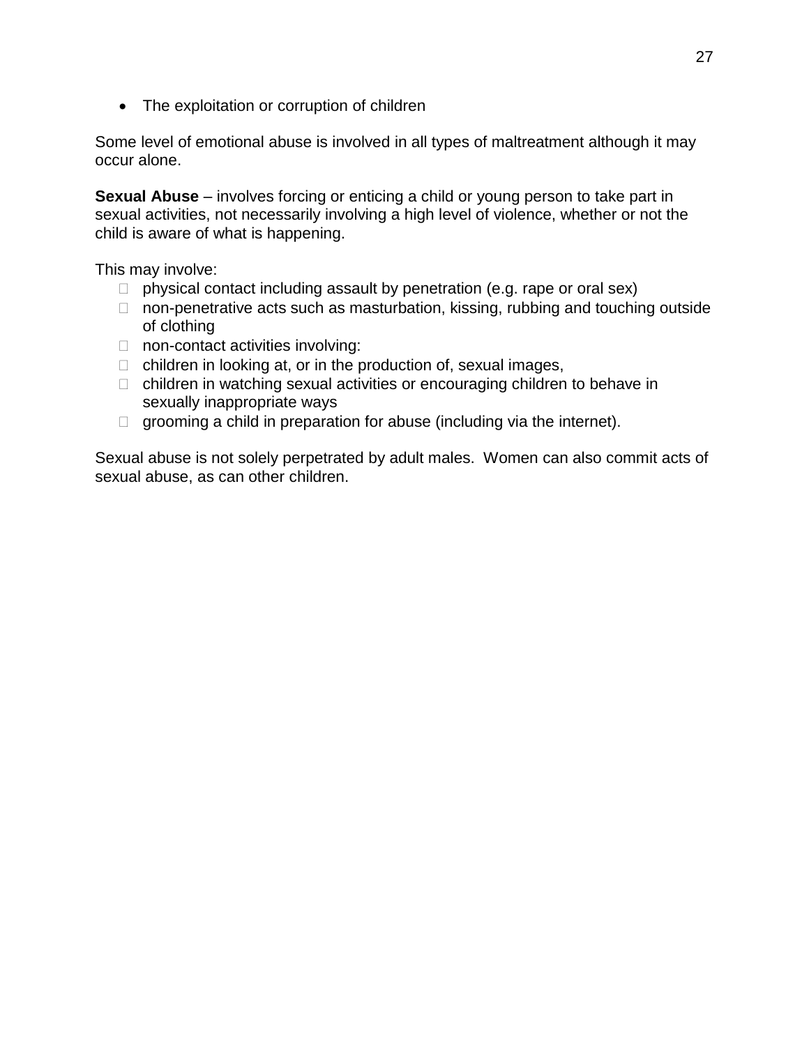- The exploitation or corruption of children

Some level of emotional abuse is involved in all types of maltreatment although it may occur alone.

**Sexual Abuse** – involves forcing or enticing a child or young person to take part in sexual activities, not necessarily involving a high level of violence, whether or not the child is aware of what is happening.

This may involve:

- physical contact including assault by penetration (e.g. rape or oral sex)
- non-penetrative acts such as masturbation, kissing, rubbing and touching outside of clothing
- non-contact activities involving:
- children in looking at, or in the production of, sexual images,
- children in watching sexual activities or encouraging children to behave in sexually inappropriate ways
- grooming a child in preparation for abuse (including via the internet).

Sexual abuse is not solely perpetrated by adult males. Women can also commit acts of sexual abuse, as can other children.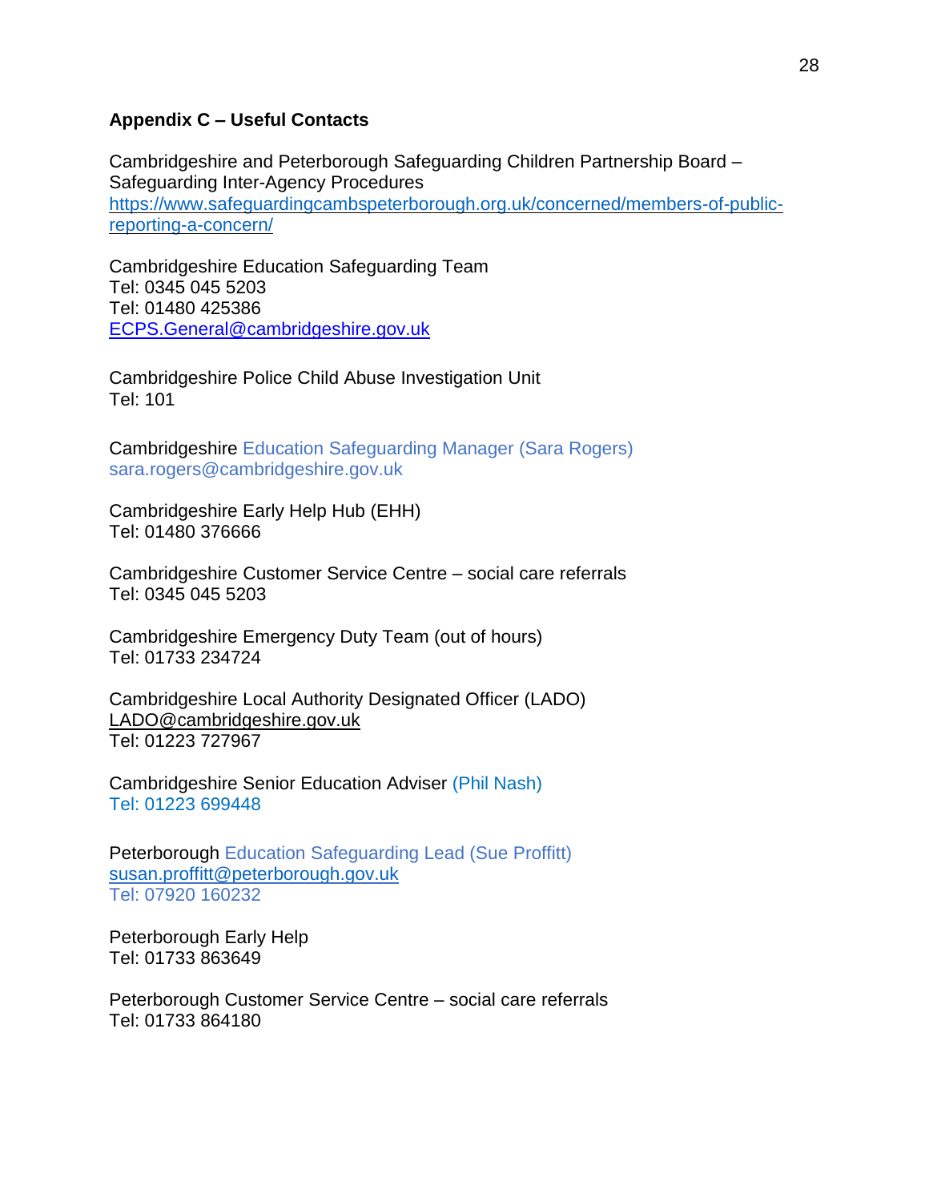**Appendix C – Useful Contacts**

Cambridgeshire and Peterborough Safeguarding Children Partnership Board – Safeguarding Inter-Agency Procedures
https://www.safeguardingcambspeterborough.org.uk/concerned/members-of-public-reporting-a-concern/

Cambridgeshire Education Safeguarding Team
Tel: 0345 045 5203
Tel: 01480 425386
ECPS.General@cambridgeshire.gov.uk

Cambridgeshire Police Child Abuse Investigation Unit
Tel: 101

Cambridgeshire Education Safeguarding Manager (Sara Rogers)
sara.rogers@cambridgeshire.gov.uk

Cambridgeshire Early Help Hub (EHH)
Tel: 01480 376666

Cambridgeshire Customer Service Centre – social care referrals
Tel: 0345 045 5203

Cambridgeshire Emergency Duty Team (out of hours)
Tel: 01733 234724

Cambridgeshire Local Authority Designated Officer (LADO)
LADO@cambridgeshire.gov.uk
Tel: 01223 727967

Cambridgeshire Senior Education Adviser (Phil Nash)
Tel: 01223 699448

Peterborough Education Safeguarding Lead (Sue Proffitt)
susan.proffitt@peterborough.gov.uk
Tel: 07920 160232

Peterborough Early Help
Tel: 01733 863649

Peterborough Customer Service Centre – social care referrals
Tel: 01733 864180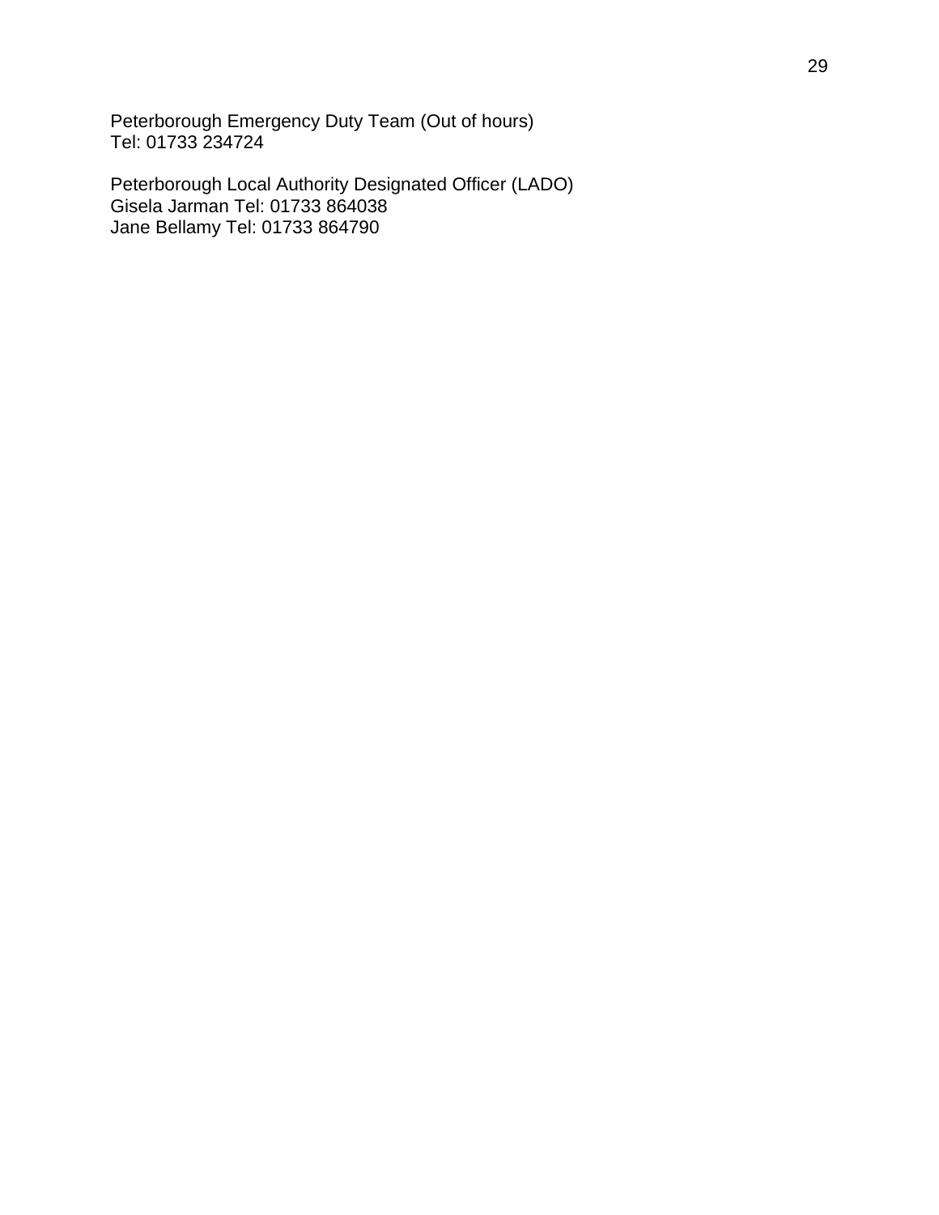Peterborough Emergency Duty Team (Out of hours)
Tel: 01733 234724

Peterborough Local Authority Designated Officer (LADO)
Gisela Jarman Tel: 01733 864038
Jane Bellamy Tel: 01733 864790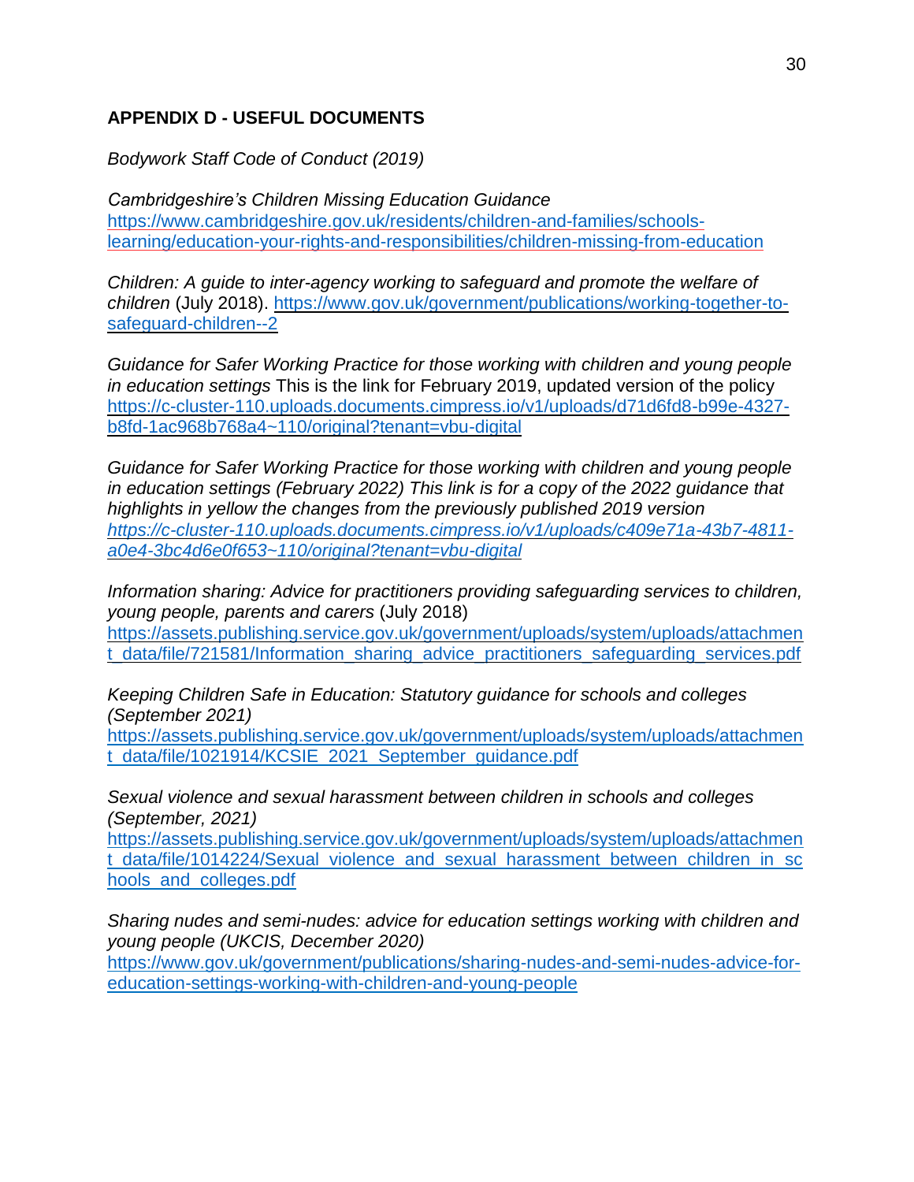## APPENDIX D - USEFUL DOCUMENTS

*Bodywork Staff Code of Conduct (2019)*

*Cambridgeshire's Children Missing Education Guidance*
https://www.cambridgeshire.gov.uk/residents/children-and-families/schools-learning/education-your-rights-and-responsibilities/children-missing-from-education

*Children: A guide to inter-agency working to safeguard and promote the welfare of children* (July 2018). https://www.gov.uk/government/publications/working-together-to-safeguard-children--2

*Guidance for Safer Working Practice for those working with children and young people in education settings* This is the link for February 2019, updated version of the policy
https://c-cluster-110.uploads.documents.cimpress.io/v1/uploads/d71d6fd8-b99e-4327-b8fd-1ac968b768a4~110/original?tenant=vbu-digital

*Guidance for Safer Working Practice for those working with children and young people in education settings (February 2022) This link is for a copy of the 2022 guidance that highlights in yellow the changes from the previously published 2019 version*
*https://c-cluster-110.uploads.documents.cimpress.io/v1/uploads/c409e71a-43b7-4811-a0e4-3bc4d6e0f653~110/original?tenant=vbu-digital*

*Information sharing: Advice for practitioners providing safeguarding services to children, young people, parents and carers* (July 2018)
https://assets.publishing.service.gov.uk/government/uploads/system/uploads/attachment_data/file/721581/Information_sharing_advice_practitioners_safeguarding_services.pdf

*Keeping Children Safe in Education: Statutory guidance for schools and colleges (September 2021)*
https://assets.publishing.service.gov.uk/government/uploads/system/uploads/attachment_data/file/1021914/KCSIE_2021_September_guidance.pdf

*Sexual violence and sexual harassment between children in schools and colleges (September, 2021)*
https://assets.publishing.service.gov.uk/government/uploads/system/uploads/attachment_data/file/1014224/Sexual_violence_and_sexual_harassment_between_children_in_schools_and_colleges.pdf

*Sharing nudes and semi-nudes: advice for education settings working with children and young people (UKCIS, December 2020)*
https://www.gov.uk/government/publications/sharing-nudes-and-semi-nudes-advice-for-education-settings-working-with-children-and-young-people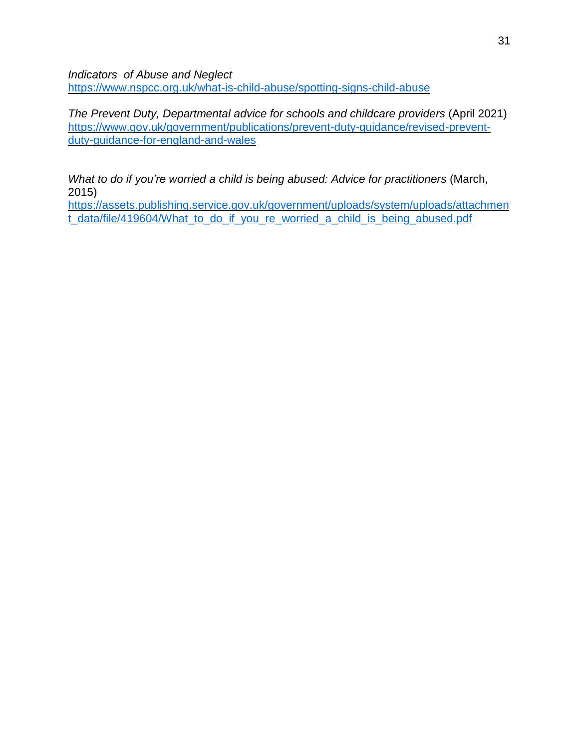*Indicators  of Abuse and Neglect*
https://www.nspcc.org.uk/what-is-child-abuse/spotting-signs-child-abuse

*The Prevent Duty, Departmental advice for schools and childcare providers* (April 2021)
https://www.gov.uk/government/publications/prevent-duty-guidance/revised-prevent-duty-guidance-for-england-and-wales

*What to do if you're worried a child is being abused: Advice for practitioners* (March, 2015)
https://assets.publishing.service.gov.uk/government/uploads/system/uploads/attachment_data/file/419604/What_to_do_if_you_re_worried_a_child_is_being_abused.pdf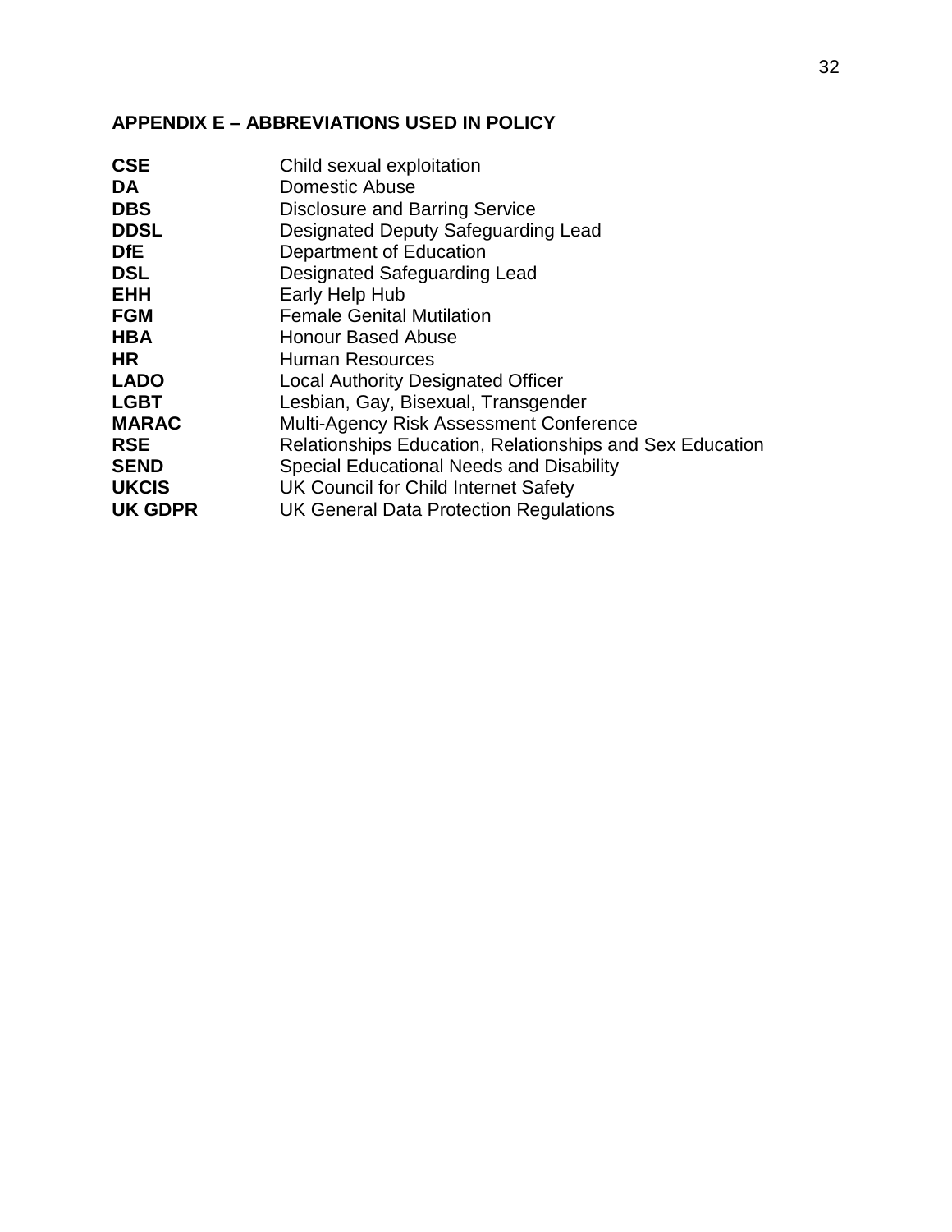## APPENDIX E – ABBREVIATIONS USED IN POLICY

| | |
|---|---|
| **CSE** | Child sexual exploitation |
| **DA** | Domestic Abuse |
| **DBS** | Disclosure and Barring Service |
| **DDSL** | Designated Deputy Safeguarding Lead |
| **DfE** | Department of Education |
| **DSL** | Designated Safeguarding Lead |
| **EHH** | Early Help Hub |
| **FGM** | Female Genital Mutilation |
| **HBA** | Honour Based Abuse |
| **HR** | Human Resources |
| **LADO** | Local Authority Designated Officer |
| **LGBT** | Lesbian, Gay, Bisexual, Transgender |
| **MARAC** | Multi-Agency Risk Assessment Conference |
| **RSE** | Relationships Education, Relationships and Sex Education |
| **SEND** | Special Educational Needs and Disability |
| **UKCIS** | UK Council for Child Internet Safety |
| **UK GDPR** | UK General Data Protection Regulations |